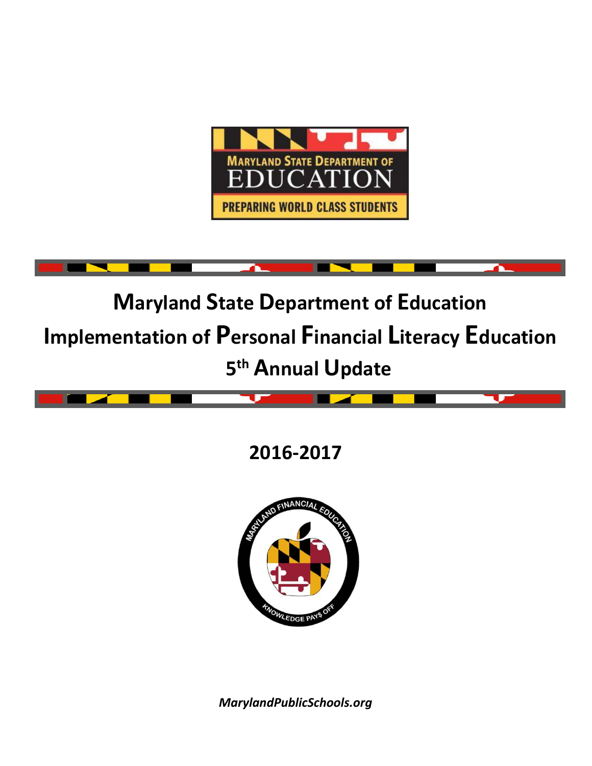MARYLAND STATE DEPARTMENT OF EDUCATION

PREPARING WORLD CLASS STUDENTS

# Maryland State Department of Education
# Implementation of Personal Financial Literacy Education
# 5th Annual Update

## 2016-2017

MARYLAND FINANCIAL EDUCATION

KNOWLEDGE PAY$ OFF

*MarylandPublicSchools.org*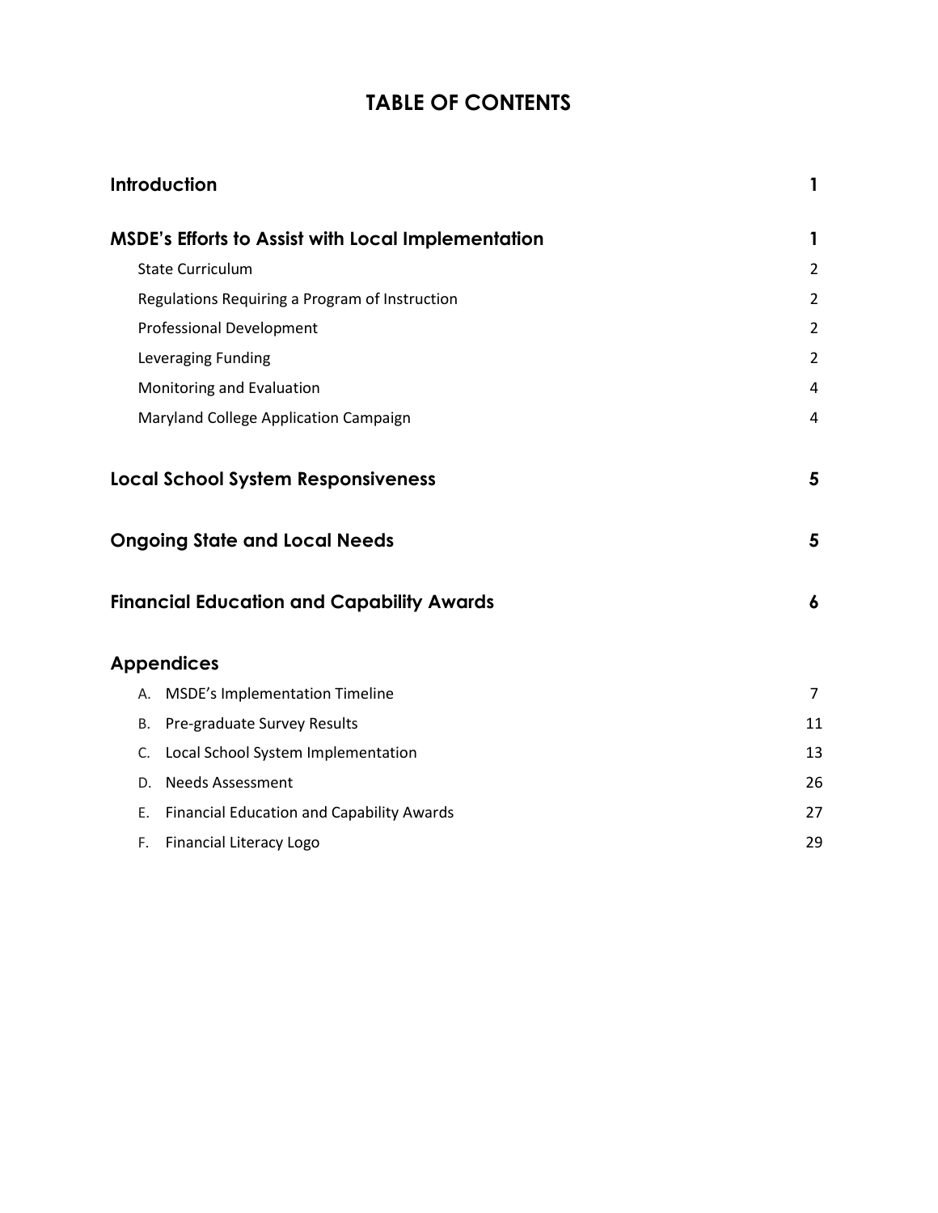# TABLE OF CONTENTS

| | |
|---|---|
| **Introduction** | **1** |
| **MSDE's Efforts to Assist with Local Implementation** | **1** |
| State Curriculum | 2 |
| Regulations Requiring a Program of Instruction | 2 |
| Professional Development | 2 |
| Leveraging Funding | 2 |
| Monitoring and Evaluation | 4 |
| Maryland College Application Campaign | 4 |
| **Local School System Responsiveness** | **5** |
| **Ongoing State and Local Needs** | **5** |
| **Financial Education and Capability Awards** | **6** |
| **Appendices** | |
| A. MSDE's Implementation Timeline | 7 |
| B. Pre-graduate Survey Results | 11 |
| C. Local School System Implementation | 13 |
| D. Needs Assessment | 26 |
| E. Financial Education and Capability Awards | 27 |
| F. Financial Literacy Logo | 29 |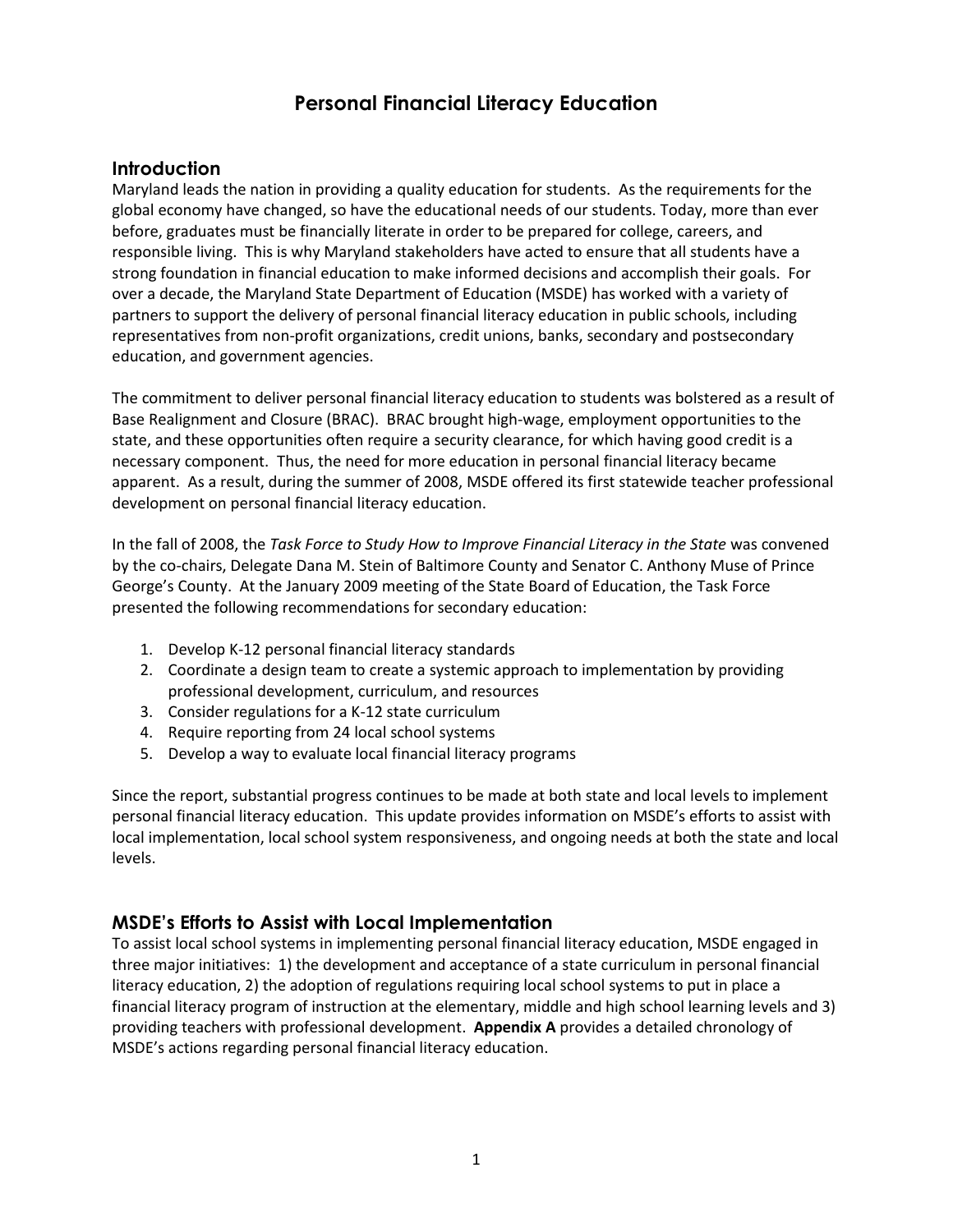# Personal Financial Literacy Education

## Introduction

Maryland leads the nation in providing a quality education for students. As the requirements for the global economy have changed, so have the educational needs of our students. Today, more than ever before, graduates must be financially literate in order to be prepared for college, careers, and responsible living. This is why Maryland stakeholders have acted to ensure that all students have a strong foundation in financial education to make informed decisions and accomplish their goals. For over a decade, the Maryland State Department of Education (MSDE) has worked with a variety of partners to support the delivery of personal financial literacy education in public schools, including representatives from non-profit organizations, credit unions, banks, secondary and postsecondary education, and government agencies.

The commitment to deliver personal financial literacy education to students was bolstered as a result of Base Realignment and Closure (BRAC). BRAC brought high-wage, employment opportunities to the state, and these opportunities often require a security clearance, for which having good credit is a necessary component. Thus, the need for more education in personal financial literacy became apparent. As a result, during the summer of 2008, MSDE offered its first statewide teacher professional development on personal financial literacy education.

In the fall of 2008, the *Task Force to Study How to Improve Financial Literacy in the State* was convened by the co-chairs, Delegate Dana M. Stein of Baltimore County and Senator C. Anthony Muse of Prince George's County. At the January 2009 meeting of the State Board of Education, the Task Force presented the following recommendations for secondary education:

1. Develop K-12 personal financial literacy standards
2. Coordinate a design team to create a systemic approach to implementation by providing professional development, curriculum, and resources
3. Consider regulations for a K-12 state curriculum
4. Require reporting from 24 local school systems
5. Develop a way to evaluate local financial literacy programs

Since the report, substantial progress continues to be made at both state and local levels to implement personal financial literacy education. This update provides information on MSDE's efforts to assist with local implementation, local school system responsiveness, and ongoing needs at both the state and local levels.

## MSDE's Efforts to Assist with Local Implementation

To assist local school systems in implementing personal financial literacy education, MSDE engaged in three major initiatives: 1) the development and acceptance of a state curriculum in personal financial literacy education, 2) the adoption of regulations requiring local school systems to put in place a financial literacy program of instruction at the elementary, middle and high school learning levels and 3) providing teachers with professional development. **Appendix A** provides a detailed chronology of MSDE's actions regarding personal financial literacy education.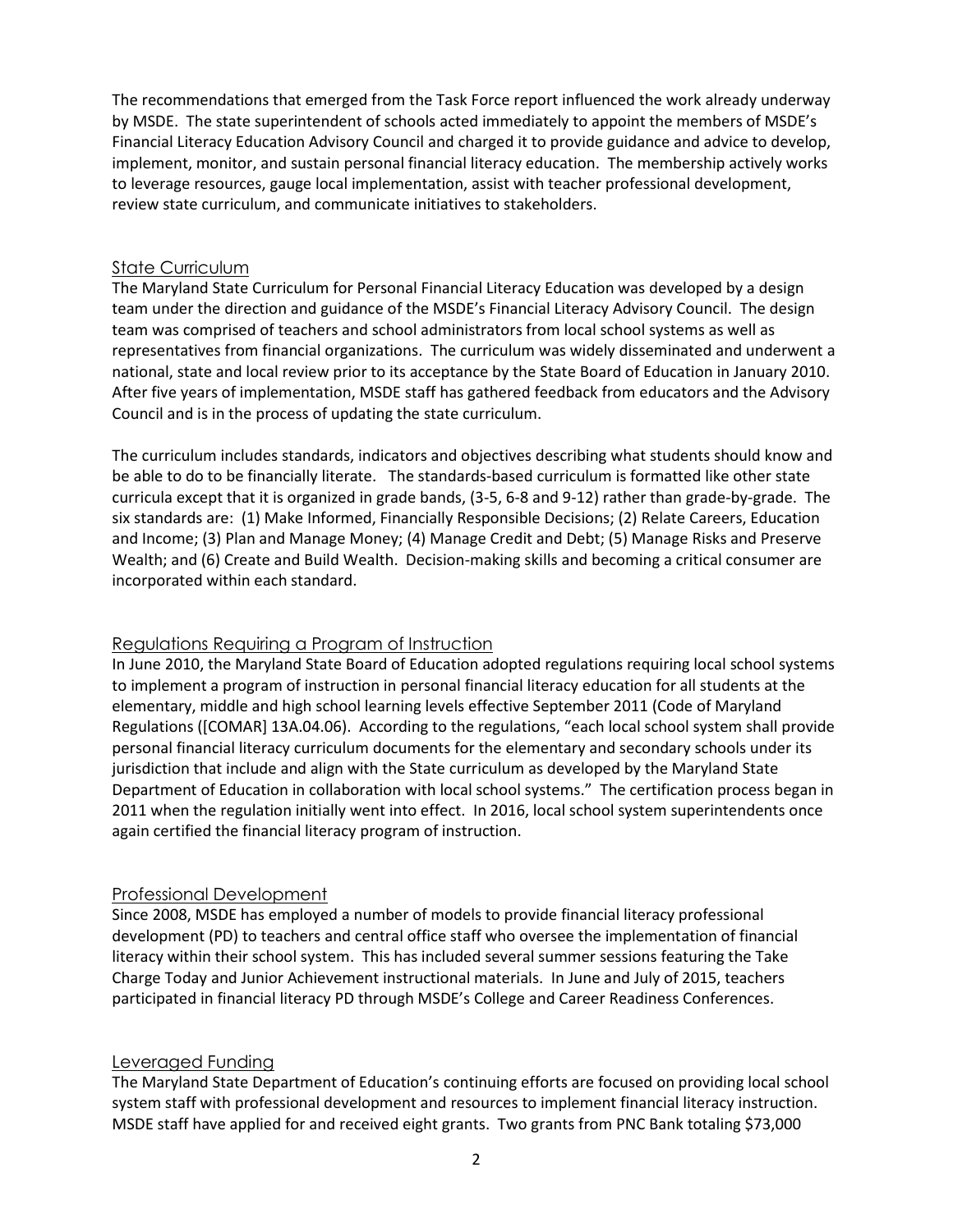The recommendations that emerged from the Task Force report influenced the work already underway by MSDE. The state superintendent of schools acted immediately to appoint the members of MSDE's Financial Literacy Education Advisory Council and charged it to provide guidance and advice to develop, implement, monitor, and sustain personal financial literacy education. The membership actively works to leverage resources, gauge local implementation, assist with teacher professional development, review state curriculum, and communicate initiatives to stakeholders.

## State Curriculum

The Maryland State Curriculum for Personal Financial Literacy Education was developed by a design team under the direction and guidance of the MSDE's Financial Literacy Advisory Council. The design team was comprised of teachers and school administrators from local school systems as well as representatives from financial organizations. The curriculum was widely disseminated and underwent a national, state and local review prior to its acceptance by the State Board of Education in January 2010. After five years of implementation, MSDE staff has gathered feedback from educators and the Advisory Council and is in the process of updating the state curriculum.

The curriculum includes standards, indicators and objectives describing what students should know and be able to do to be financially literate. The standards-based curriculum is formatted like other state curricula except that it is organized in grade bands, (3-5, 6-8 and 9-12) rather than grade-by-grade. The six standards are: (1) Make Informed, Financially Responsible Decisions; (2) Relate Careers, Education and Income; (3) Plan and Manage Money; (4) Manage Credit and Debt; (5) Manage Risks and Preserve Wealth; and (6) Create and Build Wealth. Decision-making skills and becoming a critical consumer are incorporated within each standard.

## Regulations Requiring a Program of Instruction

In June 2010, the Maryland State Board of Education adopted regulations requiring local school systems to implement a program of instruction in personal financial literacy education for all students at the elementary, middle and high school learning levels effective September 2011 (Code of Maryland Regulations ([COMAR] 13A.04.06). According to the regulations, "each local school system shall provide personal financial literacy curriculum documents for the elementary and secondary schools under its jurisdiction that include and align with the State curriculum as developed by the Maryland State Department of Education in collaboration with local school systems." The certification process began in 2011 when the regulation initially went into effect. In 2016, local school system superintendents once again certified the financial literacy program of instruction.

## Professional Development

Since 2008, MSDE has employed a number of models to provide financial literacy professional development (PD) to teachers and central office staff who oversee the implementation of financial literacy within their school system. This has included several summer sessions featuring the Take Charge Today and Junior Achievement instructional materials. In June and July of 2015, teachers participated in financial literacy PD through MSDE's College and Career Readiness Conferences.

## Leveraged Funding

The Maryland State Department of Education's continuing efforts are focused on providing local school system staff with professional development and resources to implement financial literacy instruction. MSDE staff have applied for and received eight grants. Two grants from PNC Bank totaling $73,000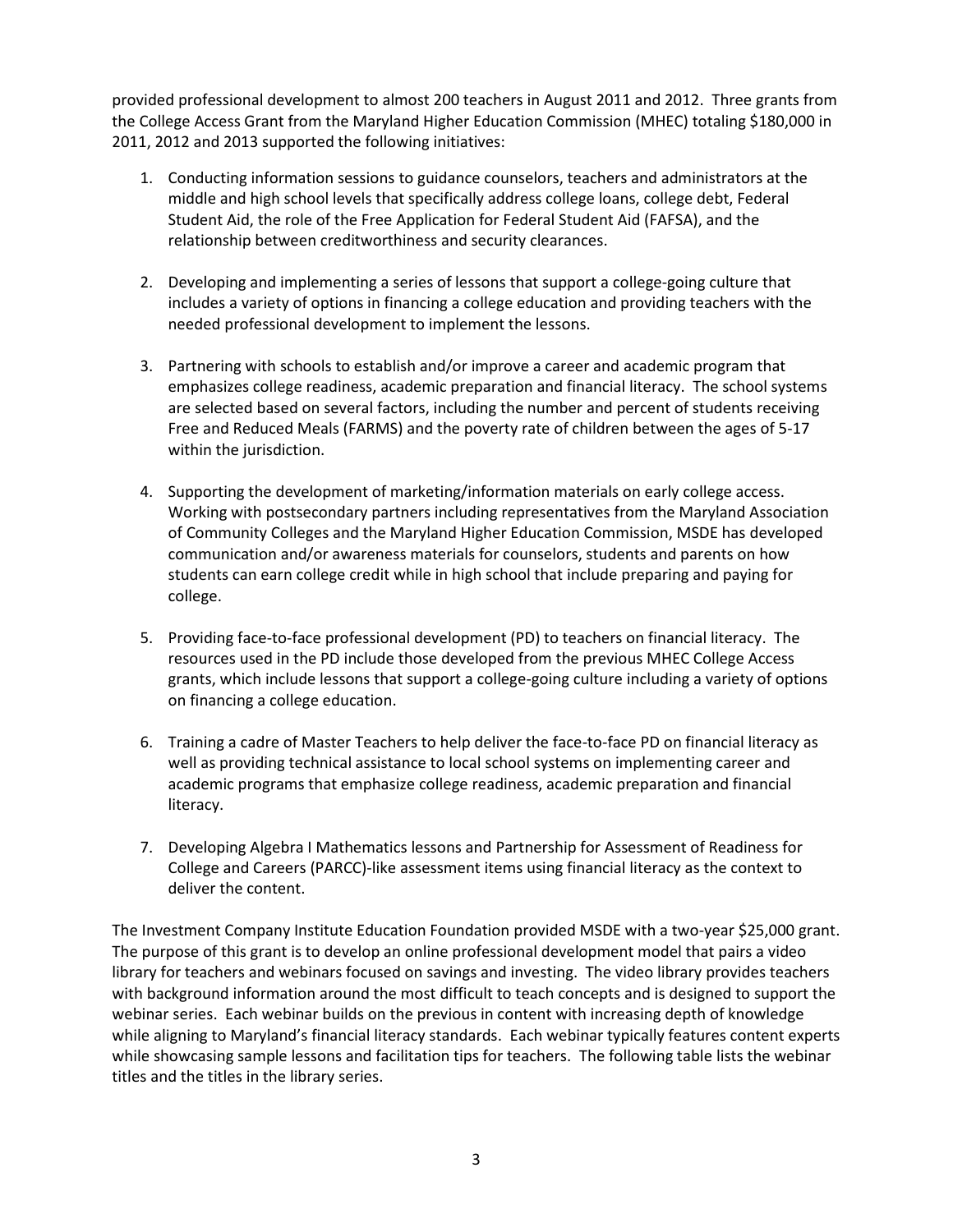provided professional development to almost 200 teachers in August 2011 and 2012. Three grants from the College Access Grant from the Maryland Higher Education Commission (MHEC) totaling $180,000 in 2011, 2012 and 2013 supported the following initiatives:

1. Conducting information sessions to guidance counselors, teachers and administrators at the middle and high school levels that specifically address college loans, college debt, Federal Student Aid, the role of the Free Application for Federal Student Aid (FAFSA), and the relationship between creditworthiness and security clearances.

2. Developing and implementing a series of lessons that support a college-going culture that includes a variety of options in financing a college education and providing teachers with the needed professional development to implement the lessons.

3. Partnering with schools to establish and/or improve a career and academic program that emphasizes college readiness, academic preparation and financial literacy. The school systems are selected based on several factors, including the number and percent of students receiving Free and Reduced Meals (FARMS) and the poverty rate of children between the ages of 5-17 within the jurisdiction.

4. Supporting the development of marketing/information materials on early college access. Working with postsecondary partners including representatives from the Maryland Association of Community Colleges and the Maryland Higher Education Commission, MSDE has developed communication and/or awareness materials for counselors, students and parents on how students can earn college credit while in high school that include preparing and paying for college.

5. Providing face-to-face professional development (PD) to teachers on financial literacy. The resources used in the PD include those developed from the previous MHEC College Access grants, which include lessons that support a college-going culture including a variety of options on financing a college education.

6. Training a cadre of Master Teachers to help deliver the face-to-face PD on financial literacy as well as providing technical assistance to local school systems on implementing career and academic programs that emphasize college readiness, academic preparation and financial literacy.

7. Developing Algebra I Mathematics lessons and Partnership for Assessment of Readiness for College and Careers (PARCC)-like assessment items using financial literacy as the context to deliver the content.

The Investment Company Institute Education Foundation provided MSDE with a two-year $25,000 grant. The purpose of this grant is to develop an online professional development model that pairs a video library for teachers and webinars focused on savings and investing. The video library provides teachers with background information around the most difficult to teach concepts and is designed to support the webinar series. Each webinar builds on the previous in content with increasing depth of knowledge while aligning to Maryland's financial literacy standards. Each webinar typically features content experts while showcasing sample lessons and facilitation tips for teachers. The following table lists the webinar titles and the titles in the library series.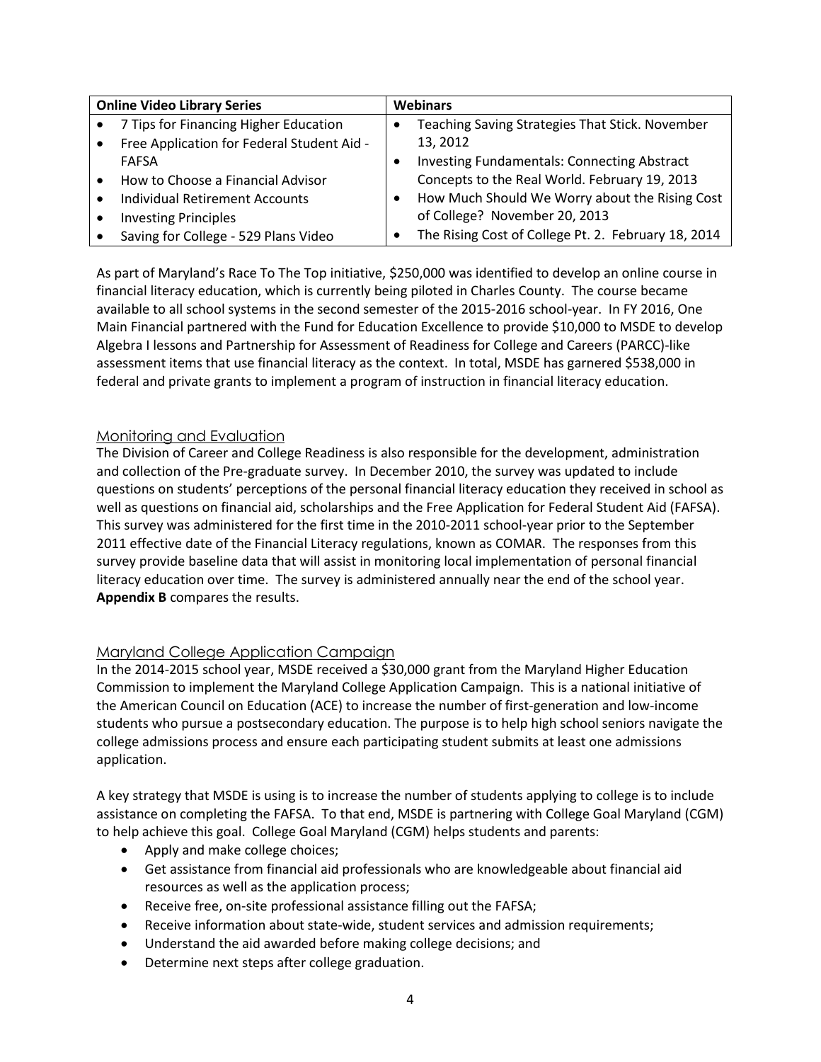| Online Video Library Series | Webinars |
| --- | --- |
| • 7 Tips for Financing Higher Education<br>• Free Application for Federal Student Aid - FAFSA<br>• How to Choose a Financial Advisor<br>• Individual Retirement Accounts<br>• Investing Principles<br>• Saving for College - 529 Plans Video | • Teaching Saving Strategies That Stick. November 13, 2012<br>• Investing Fundamentals: Connecting Abstract Concepts to the Real World. February 19, 2013<br>• How Much Should We Worry about the Rising Cost of College? November 20, 2013<br>• The Rising Cost of College Pt. 2. February 18, 2014 |

As part of Maryland's Race To The Top initiative, $250,000 was identified to develop an online course in financial literacy education, which is currently being piloted in Charles County. The course became available to all school systems in the second semester of the 2015-2016 school-year. In FY 2016, One Main Financial partnered with the Fund for Education Excellence to provide $10,000 to MSDE to develop Algebra I lessons and Partnership for Assessment of Readiness for College and Careers (PARCC)-like assessment items that use financial literacy as the context. In total, MSDE has garnered $538,000 in federal and private grants to implement a program of instruction in financial literacy education.

## Monitoring and Evaluation

The Division of Career and College Readiness is also responsible for the development, administration and collection of the Pre-graduate survey. In December 2010, the survey was updated to include questions on students' perceptions of the personal financial literacy education they received in school as well as questions on financial aid, scholarships and the Free Application for Federal Student Aid (FAFSA). This survey was administered for the first time in the 2010-2011 school-year prior to the September 2011 effective date of the Financial Literacy regulations, known as COMAR. The responses from this survey provide baseline data that will assist in monitoring local implementation of personal financial literacy education over time. The survey is administered annually near the end of the school year. **Appendix B** compares the results.

## Maryland College Application Campaign

In the 2014-2015 school year, MSDE received a $30,000 grant from the Maryland Higher Education Commission to implement the Maryland College Application Campaign. This is a national initiative of the American Council on Education (ACE) to increase the number of first-generation and low-income students who pursue a postsecondary education. The purpose is to help high school seniors navigate the college admissions process and ensure each participating student submits at least one admissions application.

A key strategy that MSDE is using is to increase the number of students applying to college is to include assistance on completing the FAFSA. To that end, MSDE is partnering with College Goal Maryland (CGM) to help achieve this goal. College Goal Maryland (CGM) helps students and parents:

- Apply and make college choices;
- Get assistance from financial aid professionals who are knowledgeable about financial aid resources as well as the application process;
- Receive free, on-site professional assistance filling out the FAFSA;
- Receive information about state-wide, student services and admission requirements;
- Understand the aid awarded before making college decisions; and
- Determine next steps after college graduation.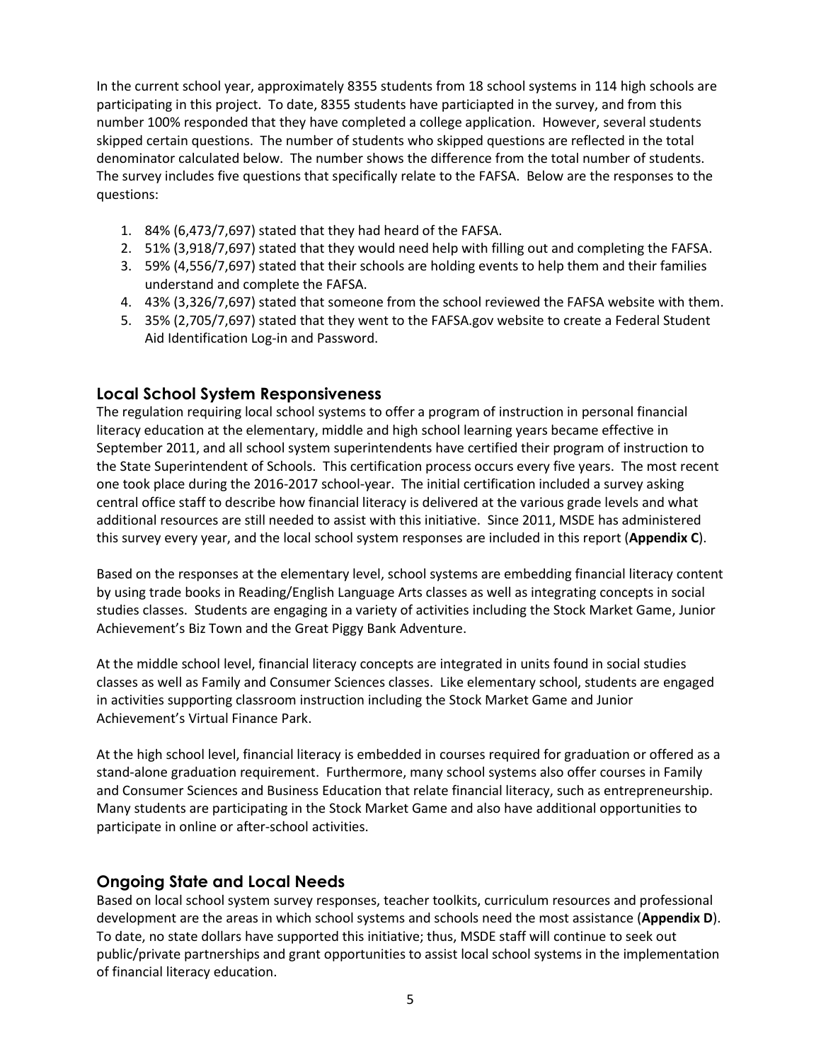In the current school year, approximately 8355 students from 18 school systems in 114 high schools are participating in this project. To date, 8355 students have particiapted in the survey, and from this number 100% responded that they have completed a college application. However, several students skipped certain questions. The number of students who skipped questions are reflected in the total denominator calculated below. The number shows the difference from the total number of students. The survey includes five questions that specifically relate to the FAFSA. Below are the responses to the questions:

1. 84% (6,473/7,697) stated that they had heard of the FAFSA.
2. 51% (3,918/7,697) stated that they would need help with filling out and completing the FAFSA.
3. 59% (4,556/7,697) stated that their schools are holding events to help them and their families understand and complete the FAFSA.
4. 43% (3,326/7,697) stated that someone from the school reviewed the FAFSA website with them.
5. 35% (2,705/7,697) stated that they went to the FAFSA.gov website to create a Federal Student Aid Identification Log-in and Password.

## Local School System Responsiveness

The regulation requiring local school systems to offer a program of instruction in personal financial literacy education at the elementary, middle and high school learning years became effective in September 2011, and all school system superintendents have certified their program of instruction to the State Superintendent of Schools. This certification process occurs every five years. The most recent one took place during the 2016-2017 school-year. The initial certification included a survey asking central office staff to describe how financial literacy is delivered at the various grade levels and what additional resources are still needed to assist with this initiative. Since 2011, MSDE has administered this survey every year, and the local school system responses are included in this report (**Appendix C**).

Based on the responses at the elementary level, school systems are embedding financial literacy content by using trade books in Reading/English Language Arts classes as well as integrating concepts in social studies classes. Students are engaging in a variety of activities including the Stock Market Game, Junior Achievement's Biz Town and the Great Piggy Bank Adventure.

At the middle school level, financial literacy concepts are integrated in units found in social studies classes as well as Family and Consumer Sciences classes. Like elementary school, students are engaged in activities supporting classroom instruction including the Stock Market Game and Junior Achievement's Virtual Finance Park.

At the high school level, financial literacy is embedded in courses required for graduation or offered as a stand-alone graduation requirement. Furthermore, many school systems also offer courses in Family and Consumer Sciences and Business Education that relate financial literacy, such as entrepreneurship. Many students are participating in the Stock Market Game and also have additional opportunities to participate in online or after-school activities.

## Ongoing State and Local Needs

Based on local school system survey responses, teacher toolkits, curriculum resources and professional development are the areas in which school systems and schools need the most assistance (**Appendix D**). To date, no state dollars have supported this initiative; thus, MSDE staff will continue to seek out public/private partnerships and grant opportunities to assist local school systems in the implementation of financial literacy education.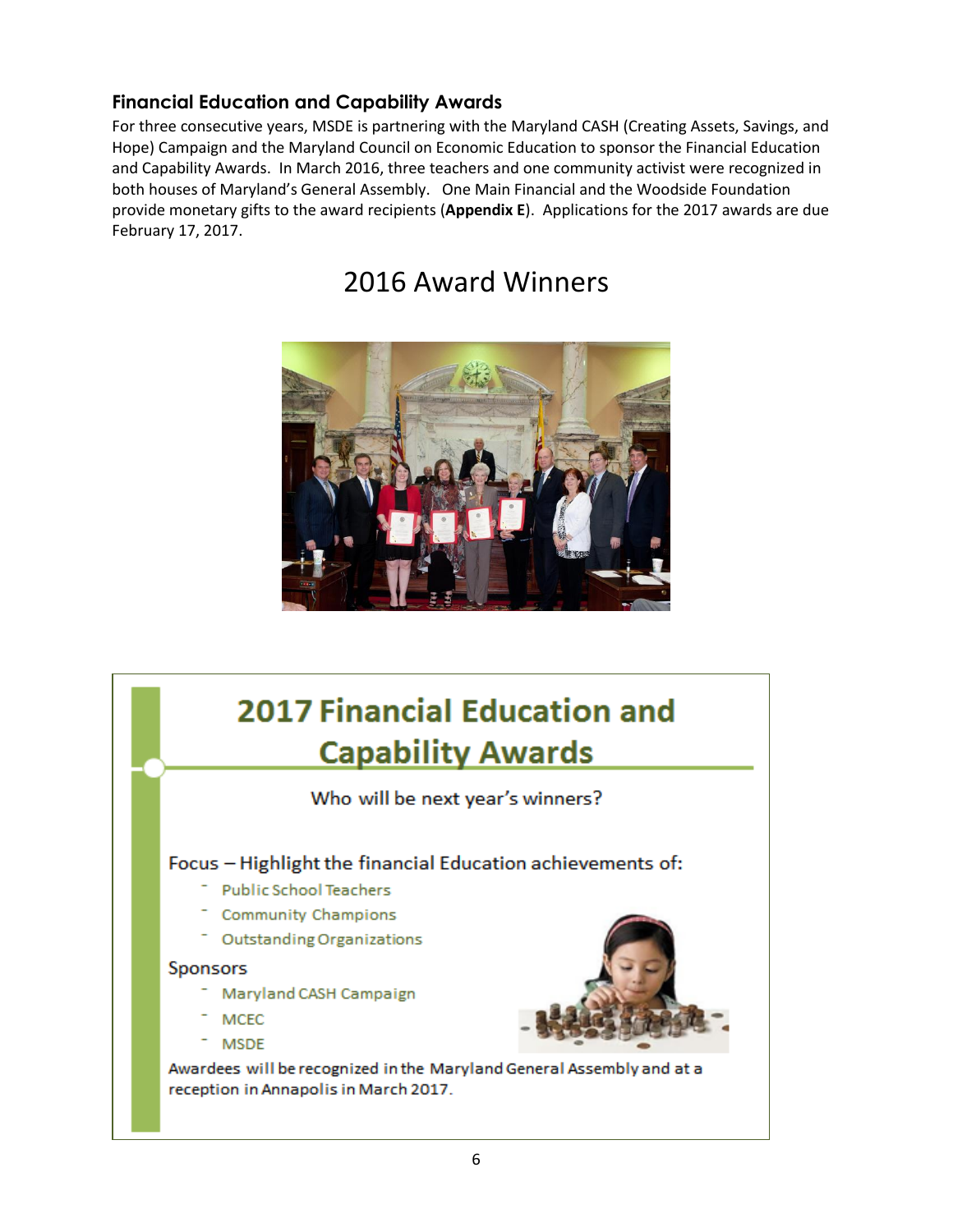### Financial Education and Capability Awards

For three consecutive years, MSDE is partnering with the Maryland CASH (Creating Assets, Savings, and Hope) Campaign and the Maryland Council on Economic Education to sponsor the Financial Education and Capability Awards. In March 2016, three teachers and one community activist were recognized in both houses of Maryland's General Assembly. One Main Financial and the Woodside Foundation provide monetary gifts to the award recipients (**Appendix E**). Applications for the 2017 awards are due February 17, 2017.

## 2016 Award Winners

## 2017 Financial Education and Capability Awards

Who will be next year's winners?

Focus – Highlight the financial Education achievements of:

- Public School Teachers
- Community Champions
- Outstanding Organizations

Sponsors

- Maryland CASH Campaign
- MCEC
- MSDE

Awardees will be recognized in the Maryland General Assembly and at a reception in Annapolis in March 2017.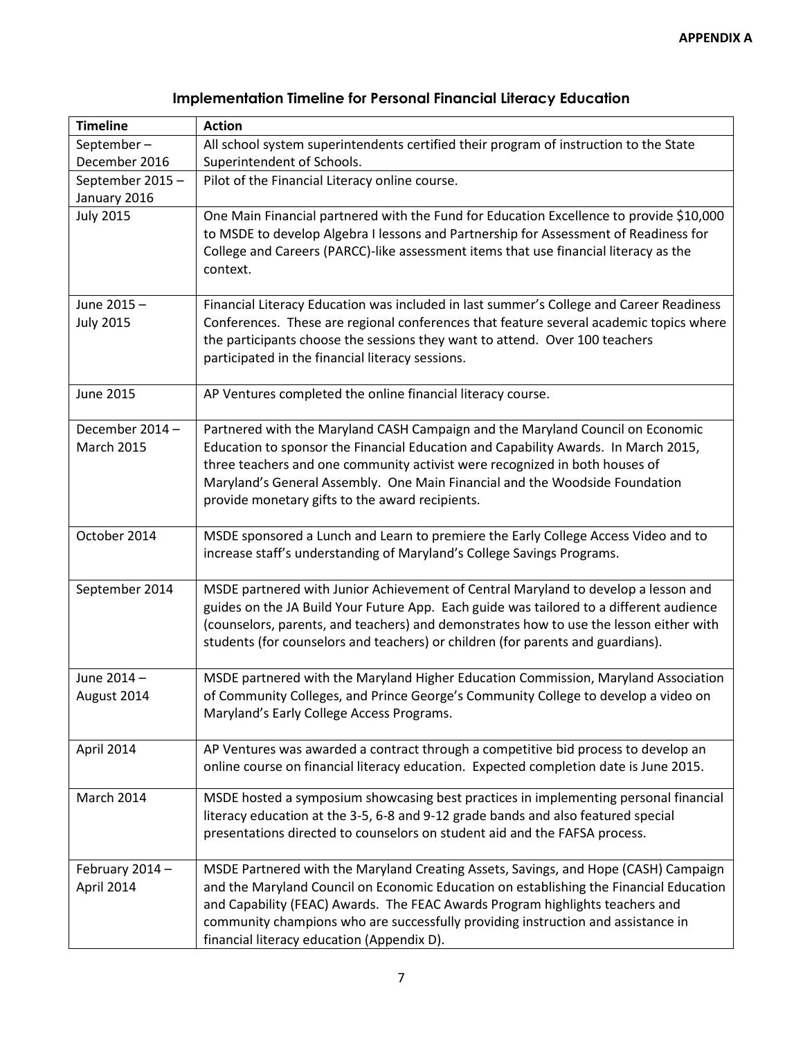**APPENDIX A**

## Implementation Timeline for Personal Financial Literacy Education

| Timeline | Action |
|---|---|
| September – December 2016 | All school system superintendents certified their program of instruction to the State Superintendent of Schools. |
| September 2015 – January 2016 | Pilot of the Financial Literacy online course. |
| July 2015 | One Main Financial partnered with the Fund for Education Excellence to provide $10,000 to MSDE to develop Algebra I lessons and Partnership for Assessment of Readiness for College and Careers (PARCC)-like assessment items that use financial literacy as the context. |
| June 2015 – July 2015 | Financial Literacy Education was included in last summer's College and Career Readiness Conferences. These are regional conferences that feature several academic topics where the participants choose the sessions they want to attend. Over 100 teachers participated in the financial literacy sessions. |
| June 2015 | AP Ventures completed the online financial literacy course. |
| December 2014 – March 2015 | Partnered with the Maryland CASH Campaign and the Maryland Council on Economic Education to sponsor the Financial Education and Capability Awards. In March 2015, three teachers and one community activist were recognized in both houses of Maryland's General Assembly. One Main Financial and the Woodside Foundation provide monetary gifts to the award recipients. |
| October 2014 | MSDE sponsored a Lunch and Learn to premiere the Early College Access Video and to increase staff's understanding of Maryland's College Savings Programs. |
| September 2014 | MSDE partnered with Junior Achievement of Central Maryland to develop a lesson and guides on the JA Build Your Future App. Each guide was tailored to a different audience (counselors, parents, and teachers) and demonstrates how to use the lesson either with students (for counselors and teachers) or children (for parents and guardians). |
| June 2014 – August 2014 | MSDE partnered with the Maryland Higher Education Commission, Maryland Association of Community Colleges, and Prince George's Community College to develop a video on Maryland's Early College Access Programs. |
| April 2014 | AP Ventures was awarded a contract through a competitive bid process to develop an online course on financial literacy education. Expected completion date is June 2015. |
| March 2014 | MSDE hosted a symposium showcasing best practices in implementing personal financial literacy education at the 3-5, 6-8 and 9-12 grade bands and also featured special presentations directed to counselors on student aid and the FAFSA process. |
| February 2014 – April 2014 | MSDE Partnered with the Maryland Creating Assets, Savings, and Hope (CASH) Campaign and the Maryland Council on Economic Education on establishing the Financial Education and Capability (FEAC) Awards. The FEAC Awards Program highlights teachers and community champions who are successfully providing instruction and assistance in financial literacy education (Appendix D). |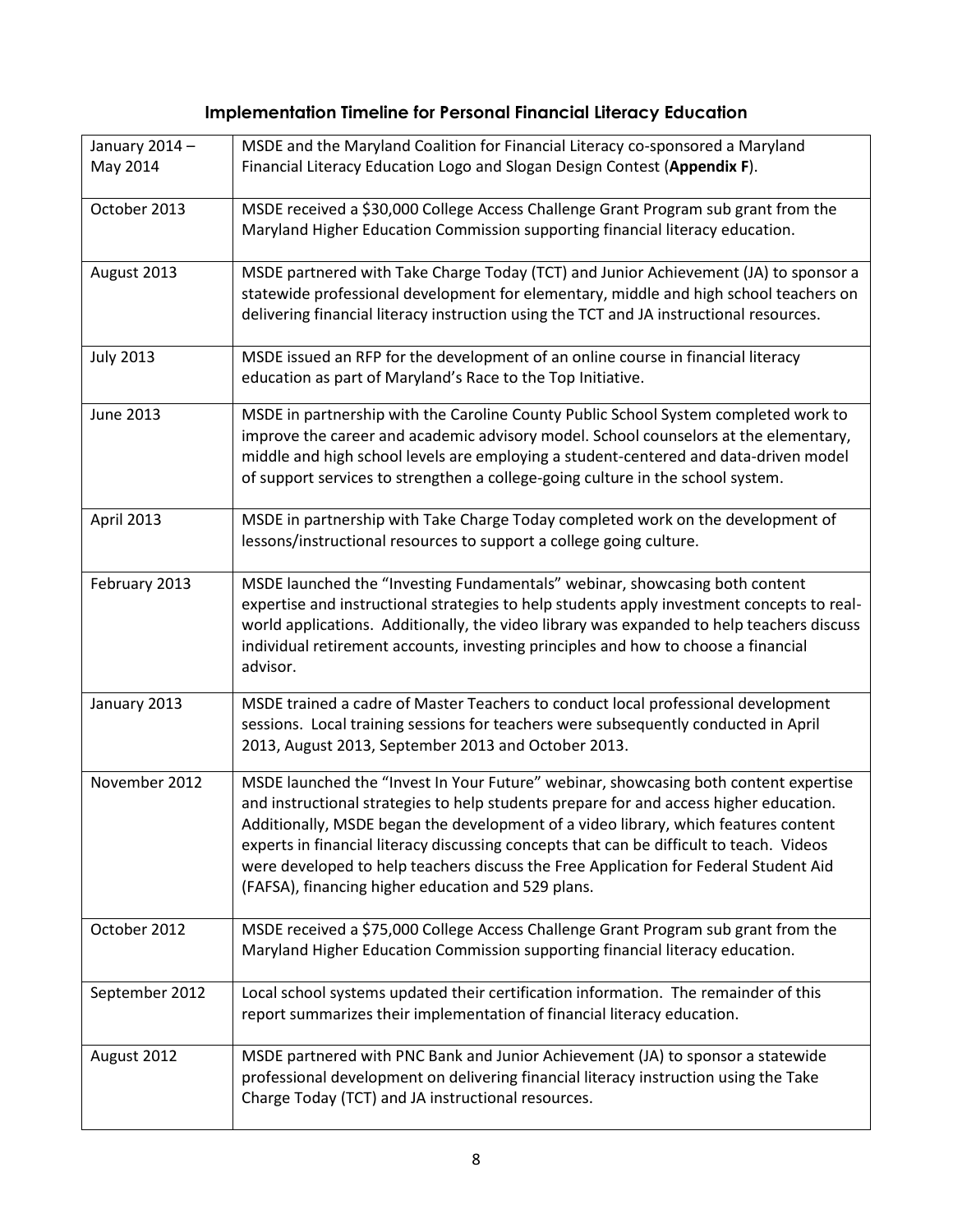## Implementation Timeline for Personal Financial Literacy Education

| | |
|---|---|
| January 2014 – May 2014 | MSDE and the Maryland Coalition for Financial Literacy co-sponsored a Maryland Financial Literacy Education Logo and Slogan Design Contest (**Appendix F**). |
| October 2013 | MSDE received a $30,000 College Access Challenge Grant Program sub grant from the Maryland Higher Education Commission supporting financial literacy education. |
| August 2013 | MSDE partnered with Take Charge Today (TCT) and Junior Achievement (JA) to sponsor a statewide professional development for elementary, middle and high school teachers on delivering financial literacy instruction using the TCT and JA instructional resources. |
| July 2013 | MSDE issued an RFP for the development of an online course in financial literacy education as part of Maryland's Race to the Top Initiative. |
| June 2013 | MSDE in partnership with the Caroline County Public School System completed work to improve the career and academic advisory model. School counselors at the elementary, middle and high school levels are employing a student-centered and data-driven model of support services to strengthen a college-going culture in the school system. |
| April 2013 | MSDE in partnership with Take Charge Today completed work on the development of lessons/instructional resources to support a college going culture. |
| February 2013 | MSDE launched the "Investing Fundamentals" webinar, showcasing both content expertise and instructional strategies to help students apply investment concepts to real-world applications. Additionally, the video library was expanded to help teachers discuss individual retirement accounts, investing principles and how to choose a financial advisor. |
| January 2013 | MSDE trained a cadre of Master Teachers to conduct local professional development sessions. Local training sessions for teachers were subsequently conducted in April 2013, August 2013, September 2013 and October 2013. |
| November 2012 | MSDE launched the "Invest In Your Future" webinar, showcasing both content expertise and instructional strategies to help students prepare for and access higher education. Additionally, MSDE began the development of a video library, which features content experts in financial literacy discussing concepts that can be difficult to teach. Videos were developed to help teachers discuss the Free Application for Federal Student Aid (FAFSA), financing higher education and 529 plans. |
| October 2012 | MSDE received a $75,000 College Access Challenge Grant Program sub grant from the Maryland Higher Education Commission supporting financial literacy education. |
| September 2012 | Local school systems updated their certification information. The remainder of this report summarizes their implementation of financial literacy education. |
| August 2012 | MSDE partnered with PNC Bank and Junior Achievement (JA) to sponsor a statewide professional development on delivering financial literacy instruction using the Take Charge Today (TCT) and JA instructional resources. |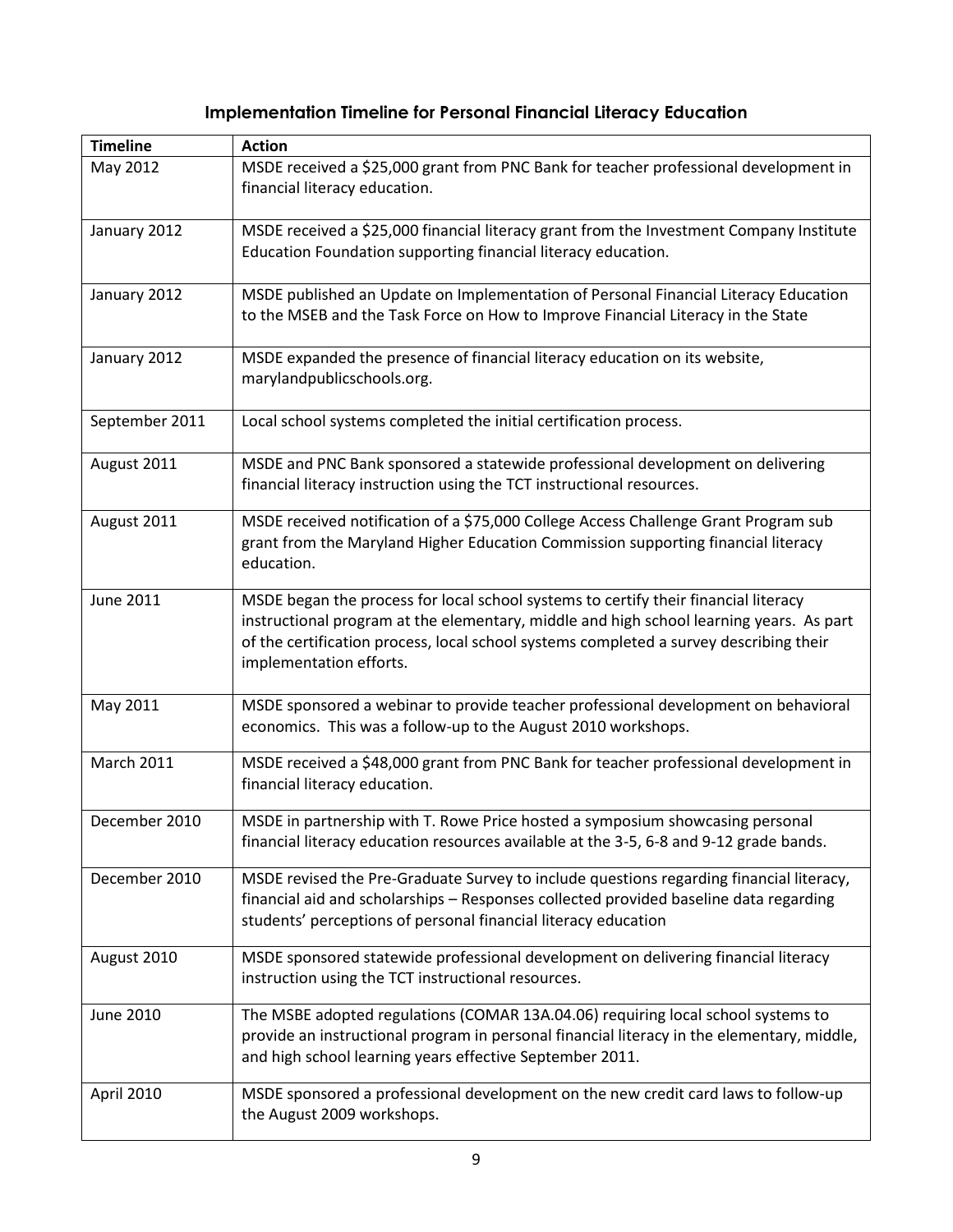## Implementation Timeline for Personal Financial Literacy Education

| Timeline | Action |
|---|---|
| May 2012 | MSDE received a $25,000 grant from PNC Bank for teacher professional development in financial literacy education. |
| January 2012 | MSDE received a $25,000 financial literacy grant from the Investment Company Institute Education Foundation supporting financial literacy education. |
| January 2012 | MSDE published an Update on Implementation of Personal Financial Literacy Education to the MSEB and the Task Force on How to Improve Financial Literacy in the State |
| January 2012 | MSDE expanded the presence of financial literacy education on its website, marylandpublicschools.org. |
| September 2011 | Local school systems completed the initial certification process. |
| August 2011 | MSDE and PNC Bank sponsored a statewide professional development on delivering financial literacy instruction using the TCT instructional resources. |
| August 2011 | MSDE received notification of a $75,000 College Access Challenge Grant Program sub grant from the Maryland Higher Education Commission supporting financial literacy education. |
| June 2011 | MSDE began the process for local school systems to certify their financial literacy instructional program at the elementary, middle and high school learning years. As part of the certification process, local school systems completed a survey describing their implementation efforts. |
| May 2011 | MSDE sponsored a webinar to provide teacher professional development on behavioral economics. This was a follow-up to the August 2010 workshops. |
| March 2011 | MSDE received a $48,000 grant from PNC Bank for teacher professional development in financial literacy education. |
| December 2010 | MSDE in partnership with T. Rowe Price hosted a symposium showcasing personal financial literacy education resources available at the 3-5, 6-8 and 9-12 grade bands. |
| December 2010 | MSDE revised the Pre-Graduate Survey to include questions regarding financial literacy, financial aid and scholarships – Responses collected provided baseline data regarding students' perceptions of personal financial literacy education |
| August 2010 | MSDE sponsored statewide professional development on delivering financial literacy instruction using the TCT instructional resources. |
| June 2010 | The MSBE adopted regulations (COMAR 13A.04.06) requiring local school systems to provide an instructional program in personal financial literacy in the elementary, middle, and high school learning years effective September 2011. |
| April 2010 | MSDE sponsored a professional development on the new credit card laws to follow-up the August 2009 workshops. |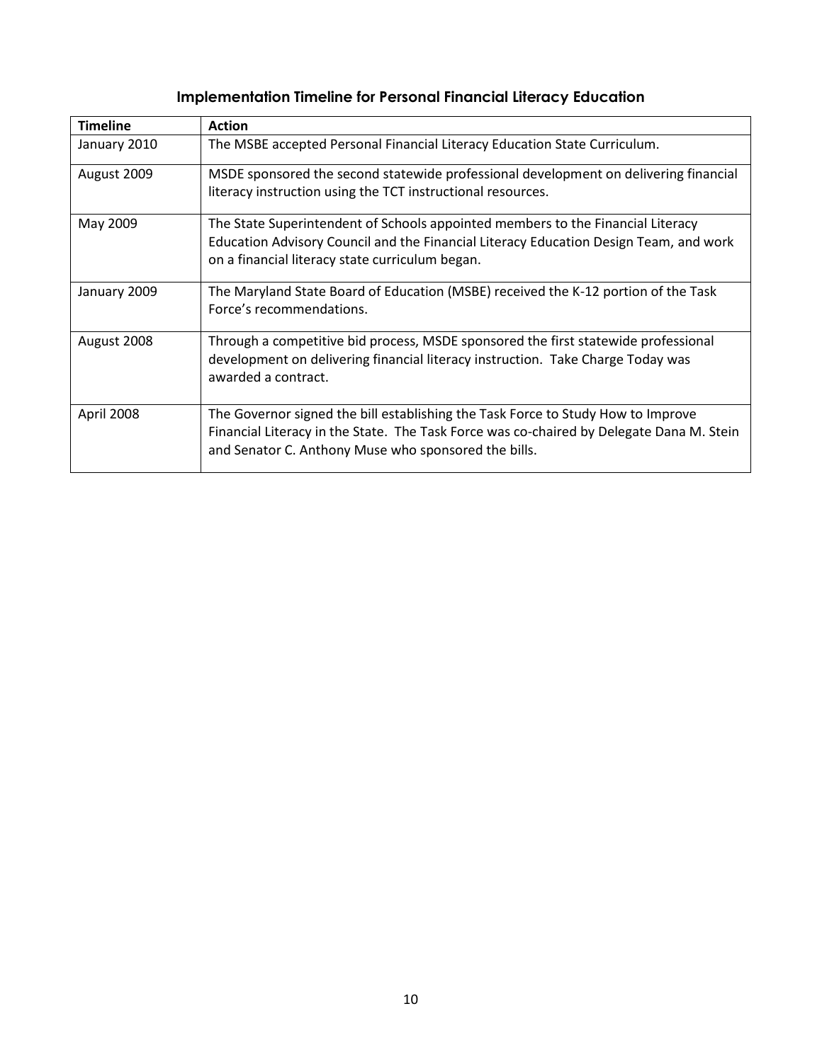## Implementation Timeline for Personal Financial Literacy Education

| Timeline | Action |
|---|---|
| January 2010 | The MSBE accepted Personal Financial Literacy Education State Curriculum. |
| August 2009 | MSDE sponsored the second statewide professional development on delivering financial literacy instruction using the TCT instructional resources. |
| May 2009 | The State Superintendent of Schools appointed members to the Financial Literacy Education Advisory Council and the Financial Literacy Education Design Team, and work on a financial literacy state curriculum began. |
| January 2009 | The Maryland State Board of Education (MSBE) received the K-12 portion of the Task Force's recommendations. |
| August 2008 | Through a competitive bid process, MSDE sponsored the first statewide professional development on delivering financial literacy instruction. Take Charge Today was awarded a contract. |
| April 2008 | The Governor signed the bill establishing the Task Force to Study How to Improve Financial Literacy in the State. The Task Force was co-chaired by Delegate Dana M. Stein and Senator C. Anthony Muse who sponsored the bills. |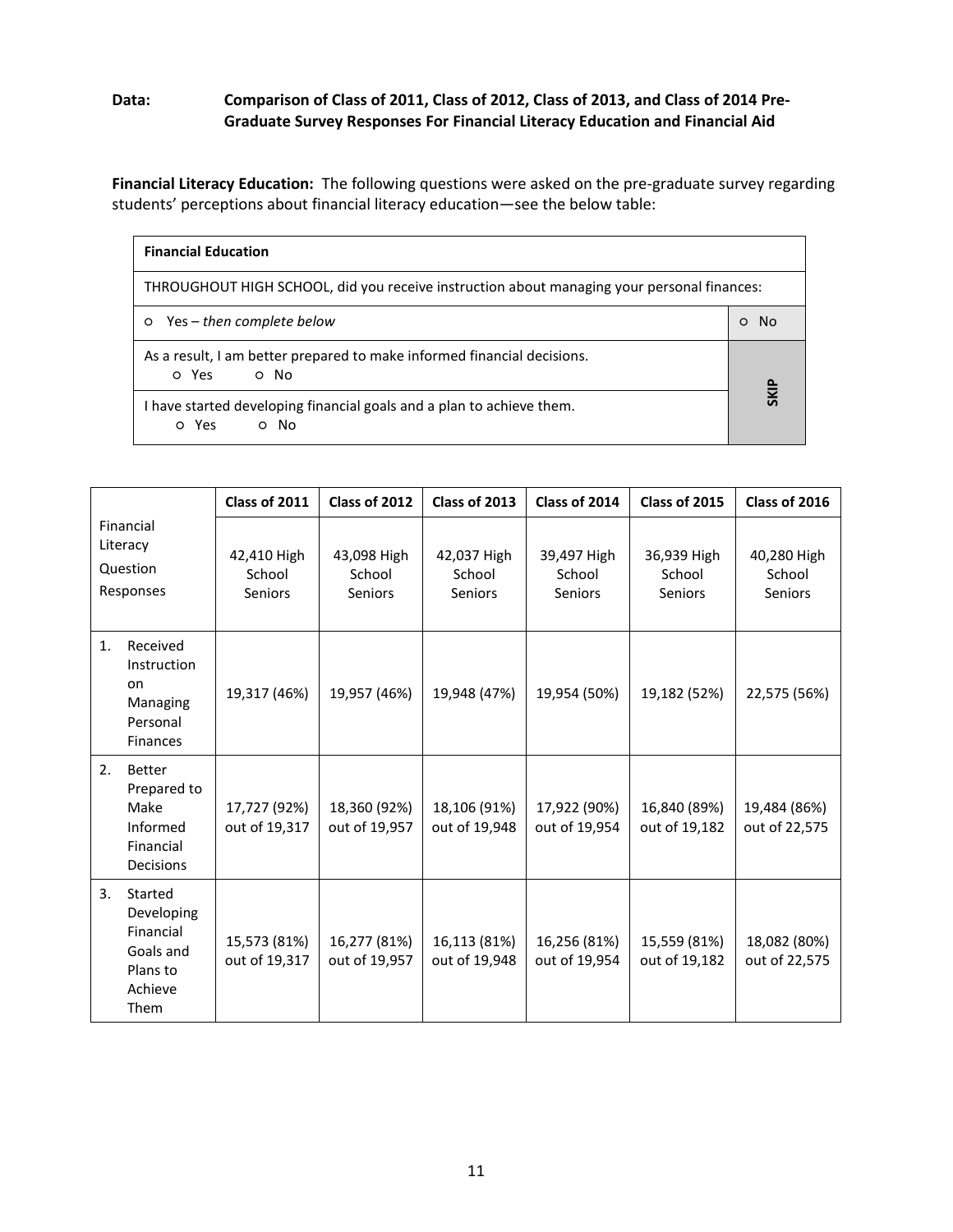**Data:** **Comparison of Class of 2011, Class of 2012, Class of 2013, and Class of 2014 Pre-Graduate Survey Responses For Financial Literacy Education and Financial Aid**

**Financial Literacy Education:** The following questions were asked on the pre-graduate survey regarding students' perceptions about financial literacy education—see the below table:

| **Financial Education** | |
|---|---|
| THROUGHOUT HIGH SCHOOL, did you receive instruction about managing your personal finances: | |
| ○ Yes – *then complete below* | ○ No |
| As a result, I am better prepared to make informed financial decisions. ○ Yes ○ No | SKIP |
| I have started developing financial goals and a plan to achieve them. ○ Yes ○ No | |

| Financial Literacy Question Responses | Class of 2011 | Class of 2012 | Class of 2013 | Class of 2014 | Class of 2015 | Class of 2016 |
|---|---|---|---|---|---|---|
| | 42,410 High School Seniors | 43,098 High School Seniors | 42,037 High School Seniors | 39,497 High School Seniors | 36,939 High School Seniors | 40,280 High School Seniors |
| 1. Received Instruction on Managing Personal Finances | 19,317 (46%) | 19,957 (46%) | 19,948 (47%) | 19,954 (50%) | 19,182 (52%) | 22,575 (56%) |
| 2. Better Prepared to Make Informed Financial Decisions | 17,727 (92%) out of 19,317 | 18,360 (92%) out of 19,957 | 18,106 (91%) out of 19,948 | 17,922 (90%) out of 19,954 | 16,840 (89%) out of 19,182 | 19,484 (86%) out of 22,575 |
| 3. Started Developing Financial Goals and Plans to Achieve Them | 15,573 (81%) out of 19,317 | 16,277 (81%) out of 19,957 | 16,113 (81%) out of 19,948 | 16,256 (81%) out of 19,954 | 15,559 (81%) out of 19,182 | 18,082 (80%) out of 22,575 |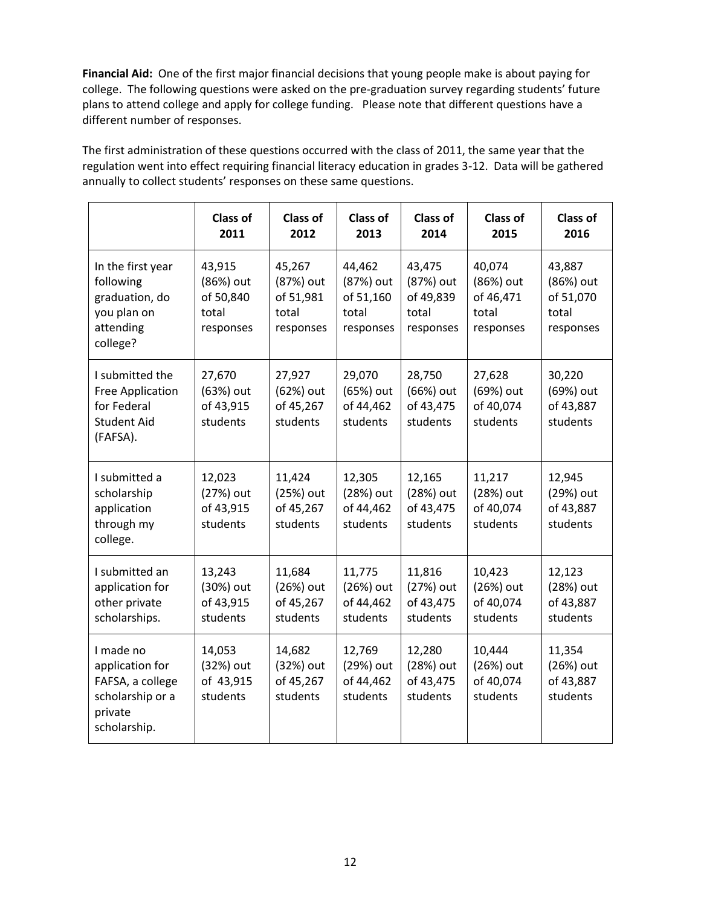**Financial Aid:** One of the first major financial decisions that young people make is about paying for college. The following questions were asked on the pre-graduation survey regarding students' future plans to attend college and apply for college funding. Please note that different questions have a different number of responses.

The first administration of these questions occurred with the class of 2011, the same year that the regulation went into effect requiring financial literacy education in grades 3-12. Data will be gathered annually to collect students' responses on these same questions.

| | Class of 2011 | Class of 2012 | Class of 2013 | Class of 2014 | Class of 2015 | Class of 2016 |
|---|---|---|---|---|---|---|
| In the first year following graduation, do you plan on attending college? | 43,915 (86%) out of 50,840 total responses | 45,267 (87%) out of 51,981 total responses | 44,462 (87%) out of 51,160 total responses | 43,475 (87%) out of 49,839 total responses | 40,074 (86%) out of 46,471 total responses | 43,887 (86%) out of 51,070 total responses |
| I submitted the Free Application for Federal Student Aid (FAFSA). | 27,670 (63%) out of 43,915 students | 27,927 (62%) out of 45,267 students | 29,070 (65%) out of 44,462 students | 28,750 (66%) out of 43,475 students | 27,628 (69%) out of 40,074 students | 30,220 (69%) out of 43,887 students |
| I submitted a scholarship application through my college. | 12,023 (27%) out of 43,915 students | 11,424 (25%) out of 45,267 students | 12,305 (28%) out of 44,462 students | 12,165 (28%) out of 43,475 students | 11,217 (28%) out of 40,074 students | 12,945 (29%) out of 43,887 students |
| I submitted an application for other private scholarships. | 13,243 (30%) out of 43,915 students | 11,684 (26%) out of 45,267 students | 11,775 (26%) out of 44,462 students | 11,816 (27%) out of 43,475 students | 10,423 (26%) out of 40,074 students | 12,123 (28%) out of 43,887 students |
| I made no application for FAFSA, a college scholarship or a private scholarship. | 14,053 (32%) out of 43,915 students | 14,682 (32%) out of 45,267 students | 12,769 (29%) out of 44,462 students | 12,280 (28%) out of 43,475 students | 10,444 (26%) out of 40,074 students | 11,354 (26%) out of 43,887 students |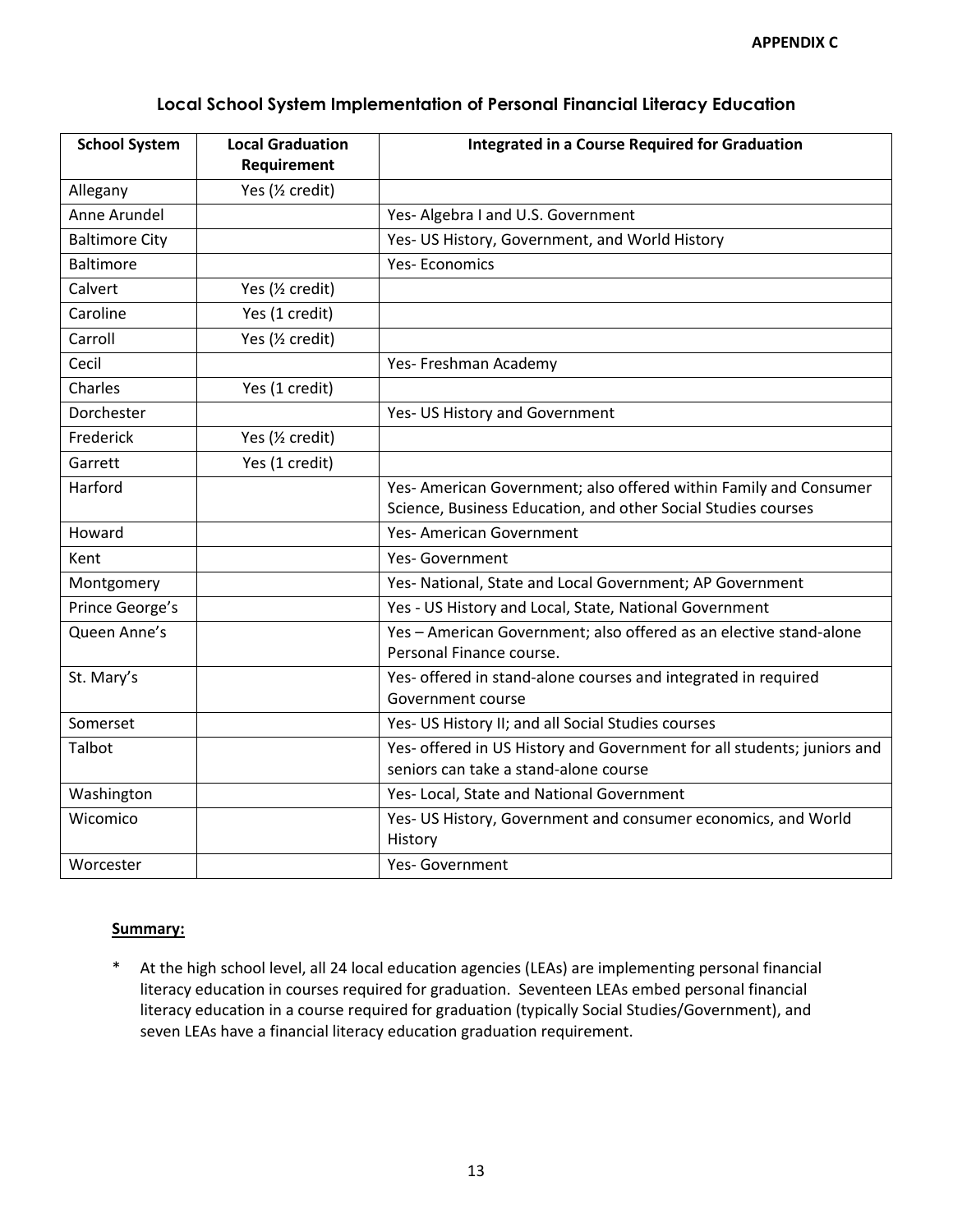APPENDIX C

## Local School System Implementation of Personal Financial Literacy Education

| School System | Local Graduation Requirement | Integrated in a Course Required for Graduation |
|---|---|---|
| Allegany | Yes (½ credit) | |
| Anne Arundel | | Yes- Algebra I and U.S. Government |
| Baltimore City | | Yes- US History, Government, and World History |
| Baltimore | | Yes- Economics |
| Calvert | Yes (½ credit) | |
| Caroline | Yes (1 credit) | |
| Carroll | Yes (½ credit) | |
| Cecil | | Yes- Freshman Academy |
| Charles | Yes (1 credit) | |
| Dorchester | | Yes- US History and Government |
| Frederick | Yes (½ credit) | |
| Garrett | Yes (1 credit) | |
| Harford | | Yes- American Government; also offered within Family and Consumer Science, Business Education, and other Social Studies courses |
| Howard | | Yes- American Government |
| Kent | | Yes- Government |
| Montgomery | | Yes- National, State and Local Government; AP Government |
| Prince George's | | Yes - US History and Local, State, National Government |
| Queen Anne's | | Yes – American Government; also offered as an elective stand-alone Personal Finance course. |
| St. Mary's | | Yes- offered in stand-alone courses and integrated in required Government course |
| Somerset | | Yes- US History II; and all Social Studies courses |
| Talbot | | Yes- offered in US History and Government for all students; juniors and seniors can take a stand-alone course |
| Washington | | Yes- Local, State and National Government |
| Wicomico | | Yes- US History, Government and consumer economics, and World History |
| Worcester | | Yes- Government |

**Summary:**

* At the high school level, all 24 local education agencies (LEAs) are implementing personal financial literacy education in courses required for graduation. Seventeen LEAs embed personal financial literacy education in a course required for graduation (typically Social Studies/Government), and seven LEAs have a financial literacy education graduation requirement.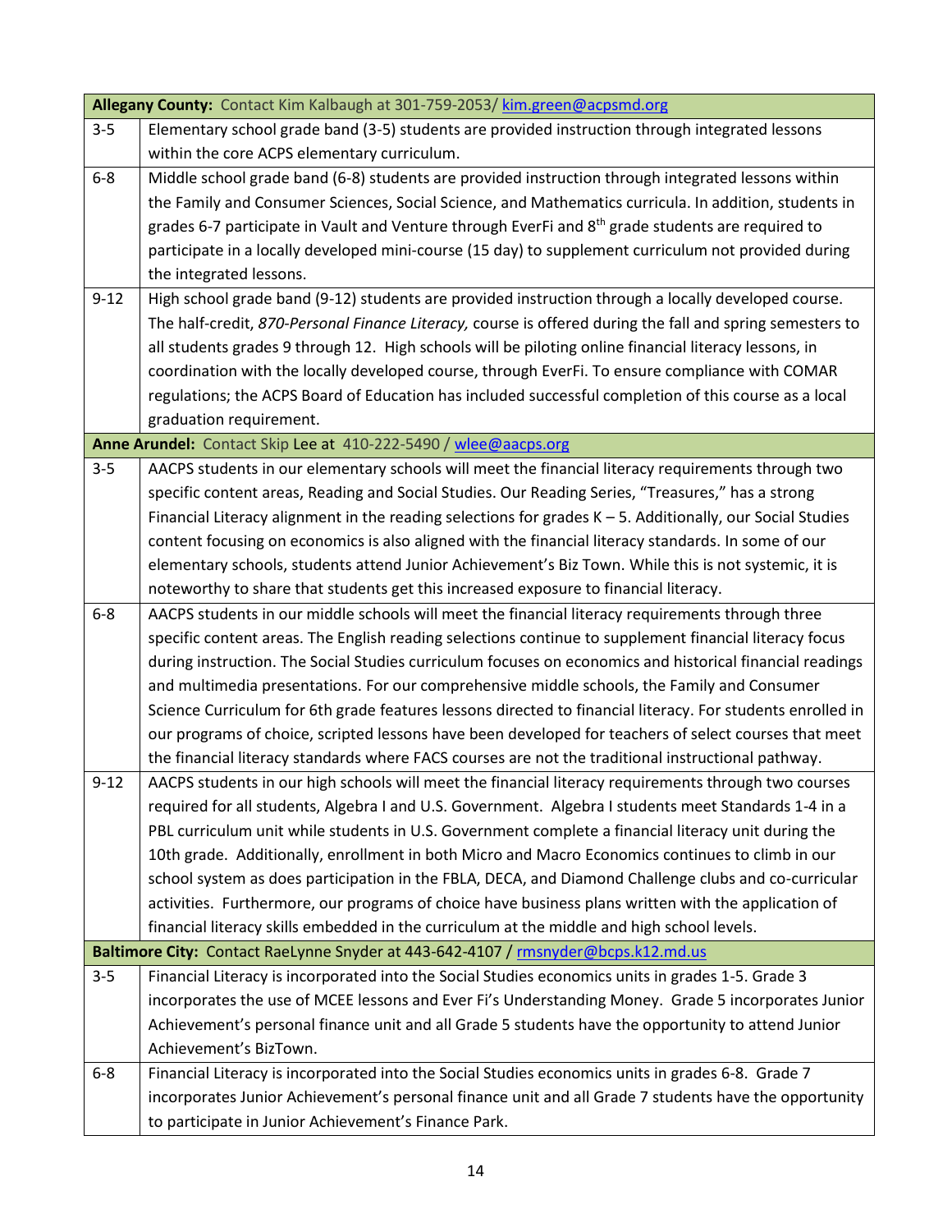| **Allegany County:** Contact Kim Kalbaugh at 301-759-2053/ kim.green@acpsmd.org | |
|---|---|
| 3-5 | Elementary school grade band (3-5) students are provided instruction through integrated lessons within the core ACPS elementary curriculum. |
| 6-8 | Middle school grade band (6-8) students are provided instruction through integrated lessons within the Family and Consumer Sciences, Social Science, and Mathematics curricula. In addition, students in grades 6-7 participate in Vault and Venture through EverFi and 8th grade students are required to participate in a locally developed mini-course (15 day) to supplement curriculum not provided during the integrated lessons. |
| 9-12 | High school grade band (9-12) students are provided instruction through a locally developed course. The half-credit, *870-Personal Finance Literacy,* course is offered during the fall and spring semesters to all students grades 9 through 12. High schools will be piloting online financial literacy lessons, in coordination with the locally developed course, through EverFi. To ensure compliance with COMAR regulations; the ACPS Board of Education has included successful completion of this course as a local graduation requirement. |
| **Anne Arundel:** Contact Skip Lee at 410-222-5490 / wlee@aacps.org | |
| 3-5 | AACPS students in our elementary schools will meet the financial literacy requirements through two specific content areas, Reading and Social Studies. Our Reading Series, "Treasures," has a strong Financial Literacy alignment in the reading selections for grades K – 5. Additionally, our Social Studies content focusing on economics is also aligned with the financial literacy standards. In some of our elementary schools, students attend Junior Achievement's Biz Town. While this is not systemic, it is noteworthy to share that students get this increased exposure to financial literacy. |
| 6-8 | AACPS students in our middle schools will meet the financial literacy requirements through three specific content areas. The English reading selections continue to supplement financial literacy focus during instruction. The Social Studies curriculum focuses on economics and historical financial readings and multimedia presentations. For our comprehensive middle schools, the Family and Consumer Science Curriculum for 6th grade features lessons directed to financial literacy. For students enrolled in our programs of choice, scripted lessons have been developed for teachers of select courses that meet the financial literacy standards where FACS courses are not the traditional instructional pathway. |
| 9-12 | AACPS students in our high schools will meet the financial literacy requirements through two courses required for all students, Algebra I and U.S. Government. Algebra I students meet Standards 1-4 in a PBL curriculum unit while students in U.S. Government complete a financial literacy unit during the 10th grade. Additionally, enrollment in both Micro and Macro Economics continues to climb in our school system as does participation in the FBLA, DECA, and Diamond Challenge clubs and co-curricular activities. Furthermore, our programs of choice have business plans written with the application of financial literacy skills embedded in the curriculum at the middle and high school levels. |
| **Baltimore City:** Contact RaeLynne Snyder at 443-642-4107 / rmsnyder@bcps.k12.md.us | |
| 3-5 | Financial Literacy is incorporated into the Social Studies economics units in grades 1-5. Grade 3 incorporates the use of MCEE lessons and Ever Fi's Understanding Money. Grade 5 incorporates Junior Achievement's personal finance unit and all Grade 5 students have the opportunity to attend Junior Achievement's BizTown. |
| 6-8 | Financial Literacy is incorporated into the Social Studies economics units in grades 6-8. Grade 7 incorporates Junior Achievement's personal finance unit and all Grade 7 students have the opportunity to participate in Junior Achievement's Finance Park. |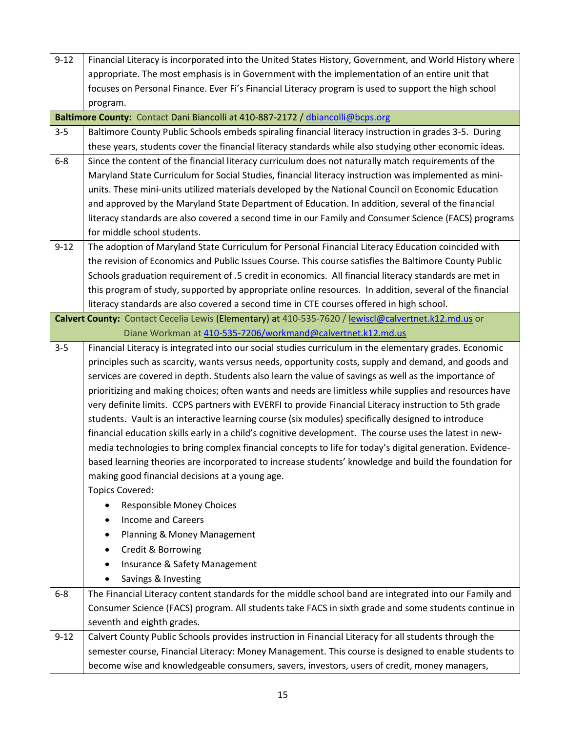| | |
|---|---|
| 9-12 | Financial Literacy is incorporated into the United States History, Government, and World History where appropriate. The most emphasis is in Government with the implementation of an entire unit that focuses on Personal Finance. Ever Fi's Financial Literacy program is used to support the high school program. |
| **Baltimore County:** Contact Dani Biancolli at 410-887-2172 / dbiancolli@bcps.org | |
| 3-5 | Baltimore County Public Schools embeds spiraling financial literacy instruction in grades 3-5. During these years, students cover the financial literacy standards while also studying other economic ideas. |
| 6-8 | Since the content of the financial literacy curriculum does not naturally match requirements of the Maryland State Curriculum for Social Studies, financial literacy instruction was implemented as mini-units. These mini-units utilized materials developed by the National Council on Economic Education and approved by the Maryland State Department of Education. In addition, several of the financial literacy standards are also covered a second time in our Family and Consumer Science (FACS) programs for middle school students. |
| 9-12 | The adoption of Maryland State Curriculum for Personal Financial Literacy Education coincided with the revision of Economics and Public Issues Course. This course satisfies the Baltimore County Public Schools graduation requirement of .5 credit in economics. All financial literacy standards are met in this program of study, supported by appropriate online resources. In addition, several of the financial literacy standards are also covered a second time in CTE courses offered in high school. |
| **Calvert County:** Contact Cecelia Lewis (Elementary) at 410-535-7620 / lewiscl@calvertnet.k12.md.us or Diane Workman at 410-535-7206/workmand@calvertnet.k12.md.us | |
| 3-5 | Financial Literacy is integrated into our social studies curriculum in the elementary grades. Economic principles such as scarcity, wants versus needs, opportunity costs, supply and demand, and goods and services are covered in depth. Students also learn the value of savings as well as the importance of prioritizing and making choices; often wants and needs are limitless while supplies and resources have very definite limits. CCPS partners with EVERFI to provide Financial Literacy instruction to 5th grade students. Vault is an interactive learning course (six modules) specifically designed to introduce financial education skills early in a child's cognitive development. The course uses the latest in new-media technologies to bring complex financial concepts to life for today's digital generation. Evidence-based learning theories are incorporated to increase students' knowledge and build the foundation for making good financial decisions at a young age.<br>Topics Covered:<br>• Responsible Money Choices<br>• Income and Careers<br>• Planning & Money Management<br>• Credit & Borrowing<br>• Insurance & Safety Management<br>• Savings & Investing |
| 6-8 | The Financial Literacy content standards for the middle school band are integrated into our Family and Consumer Science (FACS) program. All students take FACS in sixth grade and some students continue in seventh and eighth grades. |
| 9-12 | Calvert County Public Schools provides instruction in Financial Literacy for all students through the semester course, Financial Literacy: Money Management. This course is designed to enable students to become wise and knowledgeable consumers, savers, investors, users of credit, money managers, |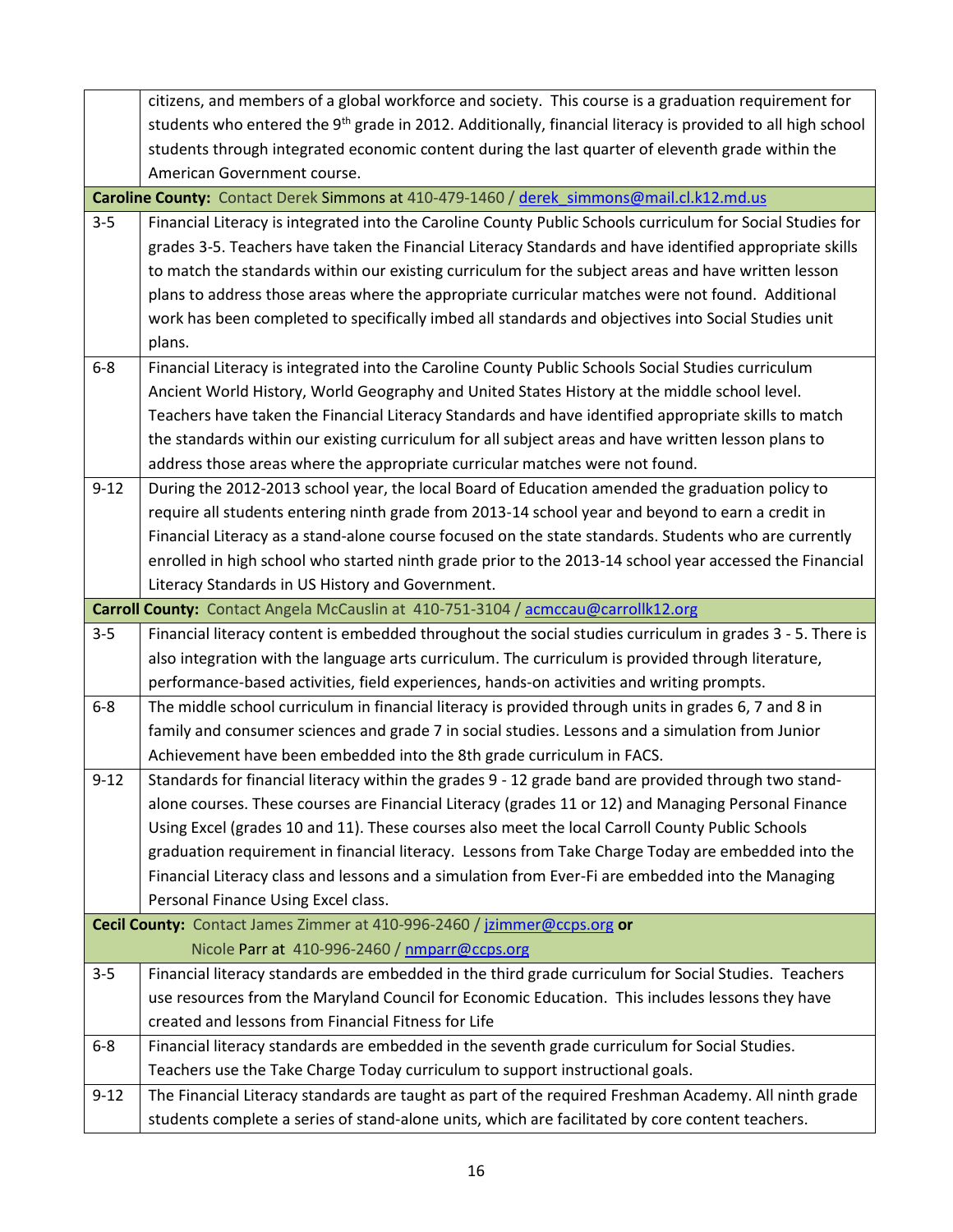| | |
|---|---|
| | citizens, and members of a global workforce and society. This course is a graduation requirement for students who entered the 9th grade in 2012. Additionally, financial literacy is provided to all high school students through integrated economic content during the last quarter of eleventh grade within the American Government course. |
| **Caroline County:** Contact Derek Simmons at 410-479-1460 / derek_simmons@mail.cl.k12.md.us | |
| 3-5 | Financial Literacy is integrated into the Caroline County Public Schools curriculum for Social Studies for grades 3-5. Teachers have taken the Financial Literacy Standards and have identified appropriate skills to match the standards within our existing curriculum for the subject areas and have written lesson plans to address those areas where the appropriate curricular matches were not found. Additional work has been completed to specifically imbed all standards and objectives into Social Studies unit plans. |
| 6-8 | Financial Literacy is integrated into the Caroline County Public Schools Social Studies curriculum Ancient World History, World Geography and United States History at the middle school level. Teachers have taken the Financial Literacy Standards and have identified appropriate skills to match the standards within our existing curriculum for all subject areas and have written lesson plans to address those areas where the appropriate curricular matches were not found. |
| 9-12 | During the 2012-2013 school year, the local Board of Education amended the graduation policy to require all students entering ninth grade from 2013-14 school year and beyond to earn a credit in Financial Literacy as a stand-alone course focused on the state standards. Students who are currently enrolled in high school who started ninth grade prior to the 2013-14 school year accessed the Financial Literacy Standards in US History and Government. |
| **Carroll County:** Contact Angela McCauslin at 410-751-3104 / acmccau@carrollk12.org | |
| 3-5 | Financial literacy content is embedded throughout the social studies curriculum in grades 3 - 5. There is also integration with the language arts curriculum. The curriculum is provided through literature, performance-based activities, field experiences, hands-on activities and writing prompts. |
| 6-8 | The middle school curriculum in financial literacy is provided through units in grades 6, 7 and 8 in family and consumer sciences and grade 7 in social studies. Lessons and a simulation from Junior Achievement have been embedded into the 8th grade curriculum in FACS. |
| 9-12 | Standards for financial literacy within the grades 9 - 12 grade band are provided through two stand-alone courses. These courses are Financial Literacy (grades 11 or 12) and Managing Personal Finance Using Excel (grades 10 and 11). These courses also meet the local Carroll County Public Schools graduation requirement in financial literacy. Lessons from Take Charge Today are embedded into the Financial Literacy class and lessons and a simulation from Ever-Fi are embedded into the Managing Personal Finance Using Excel class. |
| **Cecil County:** Contact James Zimmer at 410-996-2460 / jzimmer@ccps.org **or** Nicole Parr at 410-996-2460 / nmparr@ccps.org | |
| 3-5 | Financial literacy standards are embedded in the third grade curriculum for Social Studies. Teachers use resources from the Maryland Council for Economic Education. This includes lessons they have created and lessons from Financial Fitness for Life |
| 6-8 | Financial literacy standards are embedded in the seventh grade curriculum for Social Studies. Teachers use the Take Charge Today curriculum to support instructional goals. |
| 9-12 | The Financial Literacy standards are taught as part of the required Freshman Academy. All ninth grade students complete a series of stand-alone units, which are facilitated by core content teachers. |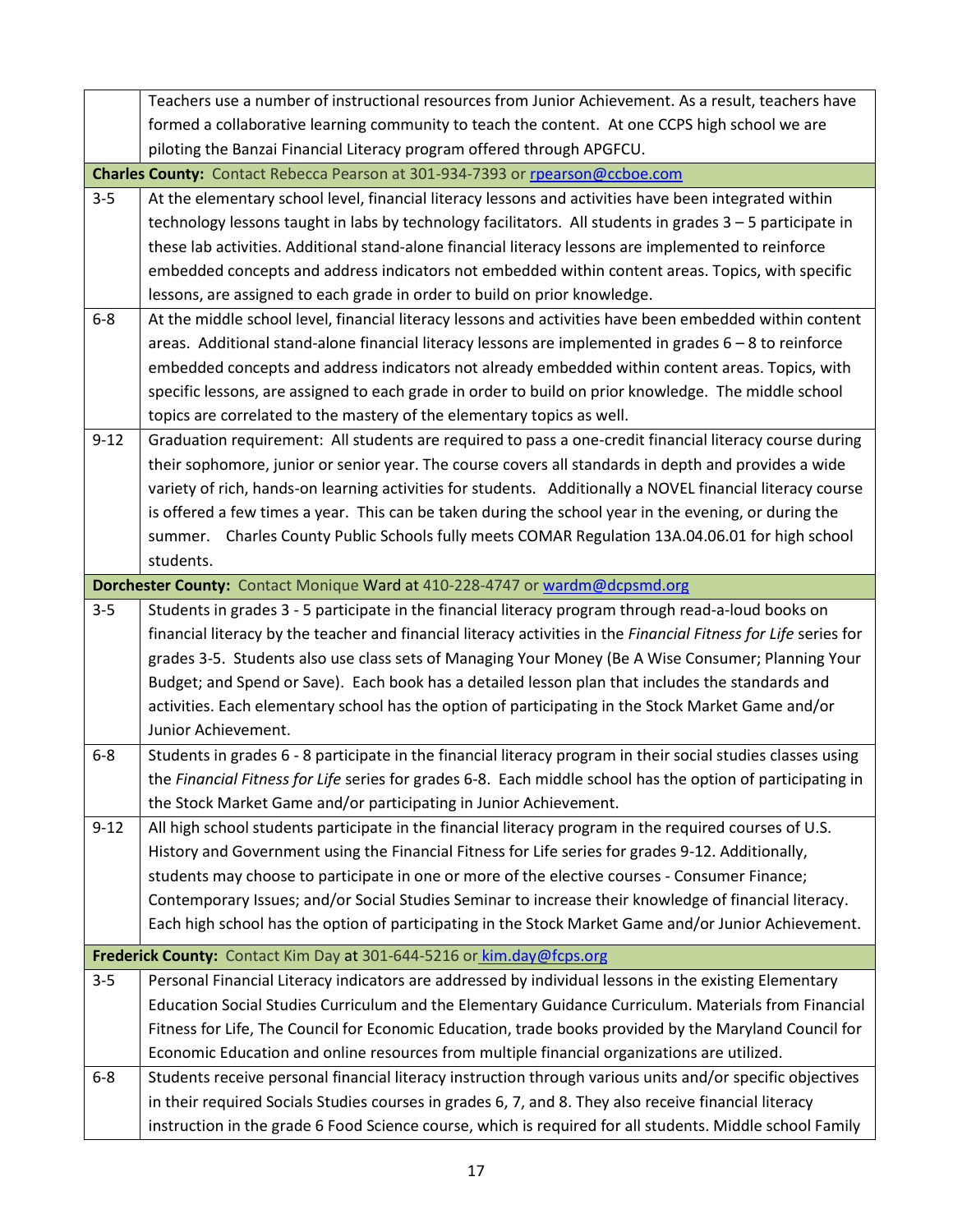| | |
|---|---|
| | Teachers use a number of instructional resources from Junior Achievement. As a result, teachers have formed a collaborative learning community to teach the content. At one CCPS high school we are piloting the Banzai Financial Literacy program offered through APGFCU. |
| **Charles County:** Contact Rebecca Pearson at 301-934-7393 or rpearson@ccboe.com | |
| 3-5 | At the elementary school level, financial literacy lessons and activities have been integrated within technology lessons taught in labs by technology facilitators. All students in grades 3 – 5 participate in these lab activities. Additional stand-alone financial literacy lessons are implemented to reinforce embedded concepts and address indicators not embedded within content areas. Topics, with specific lessons, are assigned to each grade in order to build on prior knowledge. |
| 6-8 | At the middle school level, financial literacy lessons and activities have been embedded within content areas. Additional stand-alone financial literacy lessons are implemented in grades 6 – 8 to reinforce embedded concepts and address indicators not already embedded within content areas. Topics, with specific lessons, are assigned to each grade in order to build on prior knowledge. The middle school topics are correlated to the mastery of the elementary topics as well. |
| 9-12 | Graduation requirement: All students are required to pass a one-credit financial literacy course during their sophomore, junior or senior year. The course covers all standards in depth and provides a wide variety of rich, hands-on learning activities for students. Additionally a NOVEL financial literacy course is offered a few times a year. This can be taken during the school year in the evening, or during the summer. Charles County Public Schools fully meets COMAR Regulation 13A.04.06.01 for high school students. |
| **Dorchester County:** Contact Monique Ward at 410-228-4747 or wardm@dcpsmd.org | |
| 3-5 | Students in grades 3 - 5 participate in the financial literacy program through read-a-loud books on financial literacy by the teacher and financial literacy activities in the *Financial Fitness for Life* series for grades 3-5. Students also use class sets of Managing Your Money (Be A Wise Consumer; Planning Your Budget; and Spend or Save). Each book has a detailed lesson plan that includes the standards and activities. Each elementary school has the option of participating in the Stock Market Game and/or Junior Achievement. |
| 6-8 | Students in grades 6 - 8 participate in the financial literacy program in their social studies classes using the *Financial Fitness for Life* series for grades 6-8. Each middle school has the option of participating in the Stock Market Game and/or participating in Junior Achievement. |
| 9-12 | All high school students participate in the financial literacy program in the required courses of U.S. History and Government using the Financial Fitness for Life series for grades 9-12. Additionally, students may choose to participate in one or more of the elective courses - Consumer Finance; Contemporary Issues; and/or Social Studies Seminar to increase their knowledge of financial literacy. Each high school has the option of participating in the Stock Market Game and/or Junior Achievement. |
| **Frederick County:** Contact Kim Day at 301-644-5216 or kim.day@fcps.org | |
| 3-5 | Personal Financial Literacy indicators are addressed by individual lessons in the existing Elementary Education Social Studies Curriculum and the Elementary Guidance Curriculum. Materials from Financial Fitness for Life, The Council for Economic Education, trade books provided by the Maryland Council for Economic Education and online resources from multiple financial organizations are utilized. |
| 6-8 | Students receive personal financial literacy instruction through various units and/or specific objectives in their required Socials Studies courses in grades 6, 7, and 8. They also receive financial literacy instruction in the grade 6 Food Science course, which is required for all students. Middle school Family |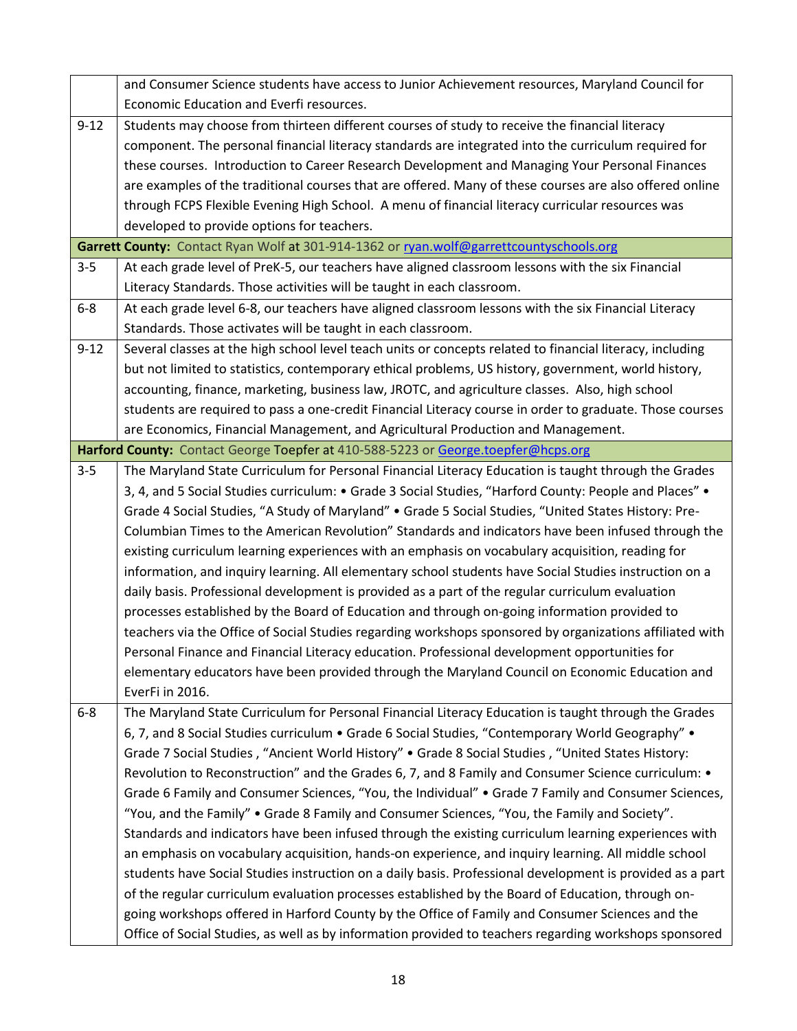| | |
|---|---|
| | and Consumer Science students have access to Junior Achievement resources, Maryland Council for Economic Education and Everfi resources. |
| 9-12 | Students may choose from thirteen different courses of study to receive the financial literacy component. The personal financial literacy standards are integrated into the curriculum required for these courses. Introduction to Career Research Development and Managing Your Personal Finances are examples of the traditional courses that are offered. Many of these courses are also offered online through FCPS Flexible Evening High School. A menu of financial literacy curricular resources was developed to provide options for teachers. |
| **Garrett County:** Contact Ryan Wolf at 301-914-1362 or ryan.wolf@garrettcountyschools.org | |
| 3-5 | At each grade level of PreK-5, our teachers have aligned classroom lessons with the six Financial Literacy Standards. Those activities will be taught in each classroom. |
| 6-8 | At each grade level 6-8, our teachers have aligned classroom lessons with the six Financial Literacy Standards. Those activates will be taught in each classroom. |
| 9-12 | Several classes at the high school level teach units or concepts related to financial literacy, including but not limited to statistics, contemporary ethical problems, US history, government, world history, accounting, finance, marketing, business law, JROTC, and agriculture classes. Also, high school students are required to pass a one-credit Financial Literacy course in order to graduate. Those courses are Economics, Financial Management, and Agricultural Production and Management. |
| **Harford County:** Contact George Toepfer at 410-588-5223 or George.toepfer@hcps.org | |
| 3-5 | The Maryland State Curriculum for Personal Financial Literacy Education is taught through the Grades 3, 4, and 5 Social Studies curriculum: • Grade 3 Social Studies, "Harford County: People and Places" • Grade 4 Social Studies, "A Study of Maryland" • Grade 5 Social Studies, "United States History: Pre-Columbian Times to the American Revolution" Standards and indicators have been infused through the existing curriculum learning experiences with an emphasis on vocabulary acquisition, reading for information, and inquiry learning. All elementary school students have Social Studies instruction on a daily basis. Professional development is provided as a part of the regular curriculum evaluation processes established by the Board of Education and through on-going information provided to teachers via the Office of Social Studies regarding workshops sponsored by organizations affiliated with Personal Finance and Financial Literacy education. Professional development opportunities for elementary educators have been provided through the Maryland Council on Economic Education and EverFi in 2016. |
| 6-8 | The Maryland State Curriculum for Personal Financial Literacy Education is taught through the Grades 6, 7, and 8 Social Studies curriculum • Grade 6 Social Studies, "Contemporary World Geography" • Grade 7 Social Studies , "Ancient World History" • Grade 8 Social Studies , "United States History: Revolution to Reconstruction" and the Grades 6, 7, and 8 Family and Consumer Science curriculum: • Grade 6 Family and Consumer Sciences, "You, the Individual" • Grade 7 Family and Consumer Sciences, "You, and the Family" • Grade 8 Family and Consumer Sciences, "You, the Family and Society". Standards and indicators have been infused through the existing curriculum learning experiences with an emphasis on vocabulary acquisition, hands-on experience, and inquiry learning. All middle school students have Social Studies instruction on a daily basis. Professional development is provided as a part of the regular curriculum evaluation processes established by the Board of Education, through on-going workshops offered in Harford County by the Office of Family and Consumer Sciences and the Office of Social Studies, as well as by information provided to teachers regarding workshops sponsored |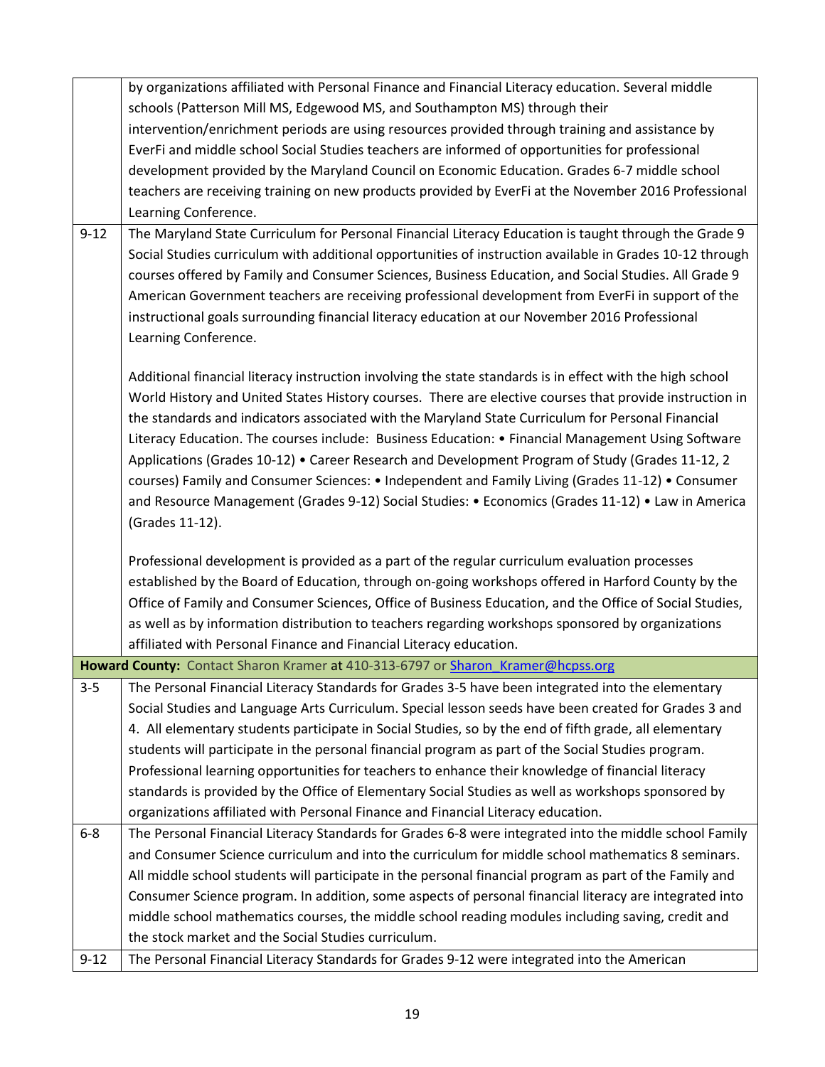| | |
|---|---|
| | by organizations affiliated with Personal Finance and Financial Literacy education. Several middle schools (Patterson Mill MS, Edgewood MS, and Southampton MS) through their intervention/enrichment periods are using resources provided through training and assistance by EverFi and middle school Social Studies teachers are informed of opportunities for professional development provided by the Maryland Council on Economic Education. Grades 6-7 middle school teachers are receiving training on new products provided by EverFi at the November 2016 Professional Learning Conference. |
| 9-12 | The Maryland State Curriculum for Personal Financial Literacy Education is taught through the Grade 9 Social Studies curriculum with additional opportunities of instruction available in Grades 10-12 through courses offered by Family and Consumer Sciences, Business Education, and Social Studies. All Grade 9 American Government teachers are receiving professional development from EverFi in support of the instructional goals surrounding financial literacy education at our November 2016 Professional Learning Conference.<br><br>Additional financial literacy instruction involving the state standards is in effect with the high school World History and United States History courses. There are elective courses that provide instruction in the standards and indicators associated with the Maryland State Curriculum for Personal Financial Literacy Education. The courses include: Business Education: • Financial Management Using Software Applications (Grades 10-12) • Career Research and Development Program of Study (Grades 11-12, 2 courses) Family and Consumer Sciences: • Independent and Family Living (Grades 11-12) • Consumer and Resource Management (Grades 9-12) Social Studies: • Economics (Grades 11-12) • Law in America (Grades 11-12).<br><br>Professional development is provided as a part of the regular curriculum evaluation processes established by the Board of Education, through on-going workshops offered in Harford County by the Office of Family and Consumer Sciences, Office of Business Education, and the Office of Social Studies, as well as by information distribution to teachers regarding workshops sponsored by organizations affiliated with Personal Finance and Financial Literacy education. |
| **Howard County:** Contact Sharon Kramer at 410-313-6797 or Sharon_Kramer@hcpss.org | |
| 3-5 | The Personal Financial Literacy Standards for Grades 3-5 have been integrated into the elementary Social Studies and Language Arts Curriculum. Special lesson seeds have been created for Grades 3 and 4. All elementary students participate in Social Studies, so by the end of fifth grade, all elementary students will participate in the personal financial program as part of the Social Studies program. Professional learning opportunities for teachers to enhance their knowledge of financial literacy standards is provided by the Office of Elementary Social Studies as well as workshops sponsored by organizations affiliated with Personal Finance and Financial Literacy education. |
| 6-8 | The Personal Financial Literacy Standards for Grades 6-8 were integrated into the middle school Family and Consumer Science curriculum and into the curriculum for middle school mathematics 8 seminars. All middle school students will participate in the personal financial program as part of the Family and Consumer Science program. In addition, some aspects of personal financial literacy are integrated into middle school mathematics courses, the middle school reading modules including saving, credit and the stock market and the Social Studies curriculum. |
| 9-12 | The Personal Financial Literacy Standards for Grades 9-12 were integrated into the American |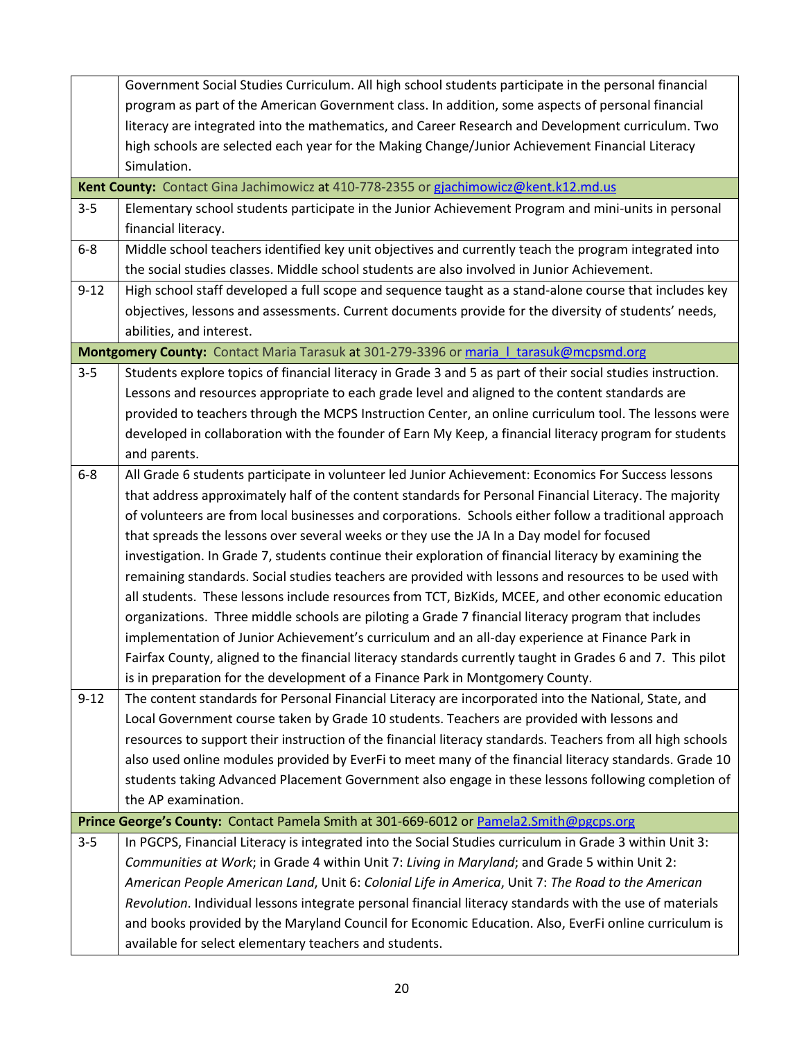| | |
|---|---|
| | Government Social Studies Curriculum. All high school students participate in the personal financial program as part of the American Government class. In addition, some aspects of personal financial literacy are integrated into the mathematics, and Career Research and Development curriculum. Two high schools are selected each year for the Making Change/Junior Achievement Financial Literacy Simulation. |
| **Kent County:** Contact Gina Jachimowicz at 410-778-2355 or gjachimowicz@kent.k12.md.us | |
| 3-5 | Elementary school students participate in the Junior Achievement Program and mini-units in personal financial literacy. |
| 6-8 | Middle school teachers identified key unit objectives and currently teach the program integrated into the social studies classes. Middle school students are also involved in Junior Achievement. |
| 9-12 | High school staff developed a full scope and sequence taught as a stand-alone course that includes key objectives, lessons and assessments. Current documents provide for the diversity of students' needs, abilities, and interest. |
| **Montgomery County:** Contact Maria Tarasuk at 301-279-3396 or maria_l_tarasuk@mcpsmd.org | |
| 3-5 | Students explore topics of financial literacy in Grade 3 and 5 as part of their social studies instruction. Lessons and resources appropriate to each grade level and aligned to the content standards are provided to teachers through the MCPS Instruction Center, an online curriculum tool. The lessons were developed in collaboration with the founder of Earn My Keep, a financial literacy program for students and parents. |
| 6-8 | All Grade 6 students participate in volunteer led Junior Achievement: Economics For Success lessons that address approximately half of the content standards for Personal Financial Literacy. The majority of volunteers are from local businesses and corporations. Schools either follow a traditional approach that spreads the lessons over several weeks or they use the JA In a Day model for focused investigation. In Grade 7, students continue their exploration of financial literacy by examining the remaining standards. Social studies teachers are provided with lessons and resources to be used with all students. These lessons include resources from TCT, BizKids, MCEE, and other economic education organizations. Three middle schools are piloting a Grade 7 financial literacy program that includes implementation of Junior Achievement's curriculum and an all-day experience at Finance Park in Fairfax County, aligned to the financial literacy standards currently taught in Grades 6 and 7. This pilot is in preparation for the development of a Finance Park in Montgomery County. |
| 9-12 | The content standards for Personal Financial Literacy are incorporated into the National, State, and Local Government course taken by Grade 10 students. Teachers are provided with lessons and resources to support their instruction of the financial literacy standards. Teachers from all high schools also used online modules provided by EverFi to meet many of the financial literacy standards. Grade 10 students taking Advanced Placement Government also engage in these lessons following completion of the AP examination. |
| **Prince George's County:** Contact Pamela Smith at 301-669-6012 or Pamela2.Smith@pgcps.org | |
| 3-5 | In PGCPS, Financial Literacy is integrated into the Social Studies curriculum in Grade 3 within Unit 3: *Communities at Work*; in Grade 4 within Unit 7: *Living in Maryland*; and Grade 5 within Unit 2: *American People American Land*, Unit 6: *Colonial Life in America*, Unit 7: *The Road to the American Revolution*. Individual lessons integrate personal financial literacy standards with the use of materials and books provided by the Maryland Council for Economic Education. Also, EverFi online curriculum is available for select elementary teachers and students. |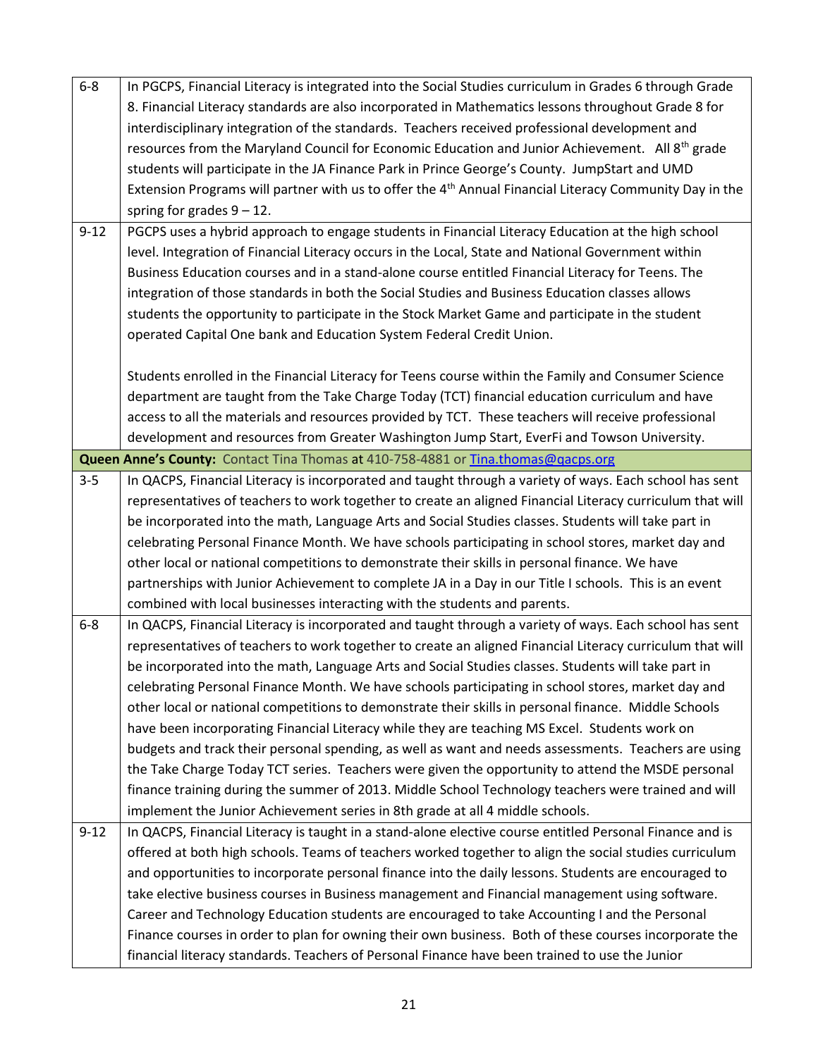| | |
|---|---|
| 6-8 | In PGCPS, Financial Literacy is integrated into the Social Studies curriculum in Grades 6 through Grade 8. Financial Literacy standards are also incorporated in Mathematics lessons throughout Grade 8 for interdisciplinary integration of the standards. Teachers received professional development and resources from the Maryland Council for Economic Education and Junior Achievement. All 8th grade students will participate in the JA Finance Park in Prince George's County. JumpStart and UMD Extension Programs will partner with us to offer the 4th Annual Financial Literacy Community Day in the spring for grades 9 – 12. |
| 9-12 | PGCPS uses a hybrid approach to engage students in Financial Literacy Education at the high school level. Integration of Financial Literacy occurs in the Local, State and National Government within Business Education courses and in a stand-alone course entitled Financial Literacy for Teens. The integration of those standards in both the Social Studies and Business Education classes allows students the opportunity to participate in the Stock Market Game and participate in the student operated Capital One bank and Education System Federal Credit Union.<br><br>Students enrolled in the Financial Literacy for Teens course within the Family and Consumer Science department are taught from the Take Charge Today (TCT) financial education curriculum and have access to all the materials and resources provided by TCT. These teachers will receive professional development and resources from Greater Washington Jump Start, EverFi and Towson University. |
| **Queen Anne's County:** Contact Tina Thomas at 410-758-4881 or Tina.thomas@qacps.org | |
| 3-5 | In QACPS, Financial Literacy is incorporated and taught through a variety of ways. Each school has sent representatives of teachers to work together to create an aligned Financial Literacy curriculum that will be incorporated into the math, Language Arts and Social Studies classes. Students will take part in celebrating Personal Finance Month. We have schools participating in school stores, market day and other local or national competitions to demonstrate their skills in personal finance. We have partnerships with Junior Achievement to complete JA in a Day in our Title I schools. This is an event combined with local businesses interacting with the students and parents. |
| 6-8 | In QACPS, Financial Literacy is incorporated and taught through a variety of ways. Each school has sent representatives of teachers to work together to create an aligned Financial Literacy curriculum that will be incorporated into the math, Language Arts and Social Studies classes. Students will take part in celebrating Personal Finance Month. We have schools participating in school stores, market day and other local or national competitions to demonstrate their skills in personal finance. Middle Schools have been incorporating Financial Literacy while they are teaching MS Excel. Students work on budgets and track their personal spending, as well as want and needs assessments. Teachers are using the Take Charge Today TCT series. Teachers were given the opportunity to attend the MSDE personal finance training during the summer of 2013. Middle School Technology teachers were trained and will implement the Junior Achievement series in 8th grade at all 4 middle schools. |
| 9-12 | In QACPS, Financial Literacy is taught in a stand-alone elective course entitled Personal Finance and is offered at both high schools. Teams of teachers worked together to align the social studies curriculum and opportunities to incorporate personal finance into the daily lessons. Students are encouraged to take elective business courses in Business management and Financial management using software. Career and Technology Education students are encouraged to take Accounting I and the Personal Finance courses in order to plan for owning their own business. Both of these courses incorporate the financial literacy standards. Teachers of Personal Finance have been trained to use the Junior |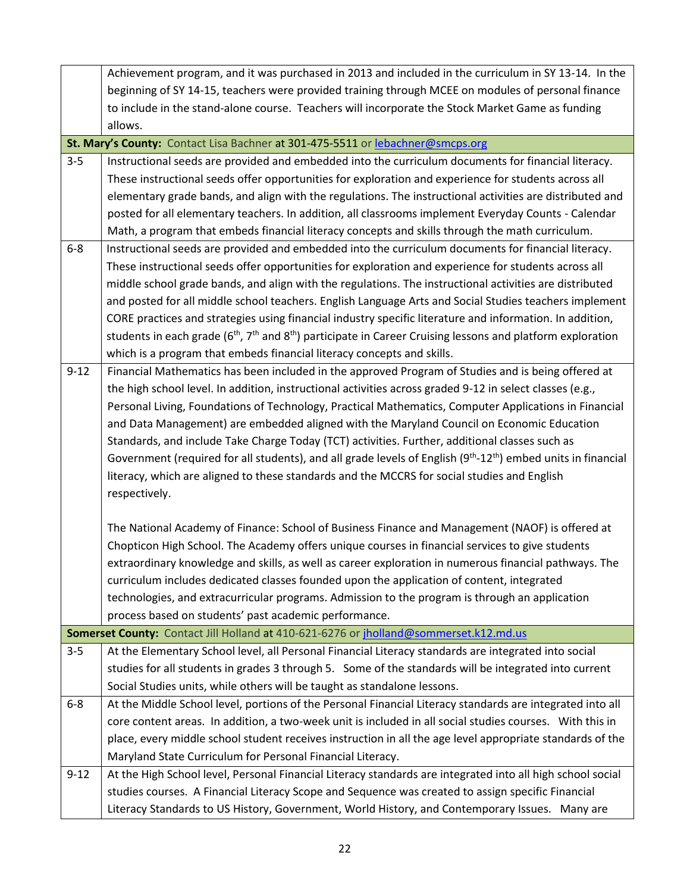| | |
|---|---|
| | Achievement program, and it was purchased in 2013 and included in the curriculum in SY 13-14. In the beginning of SY 14-15, teachers were provided training through MCEE on modules of personal finance to include in the stand-alone course. Teachers will incorporate the Stock Market Game as funding allows. |
| **St. Mary's County:** Contact Lisa Bachner at 301-475-5511 or lebachner@smcps.org | |
| 3-5 | Instructional seeds are provided and embedded into the curriculum documents for financial literacy. These instructional seeds offer opportunities for exploration and experience for students across all elementary grade bands, and align with the regulations. The instructional activities are distributed and posted for all elementary teachers. In addition, all classrooms implement Everyday Counts - Calendar Math, a program that embeds financial literacy concepts and skills through the math curriculum. |
| 6-8 | Instructional seeds are provided and embedded into the curriculum documents for financial literacy. These instructional seeds offer opportunities for exploration and experience for students across all middle school grade bands, and align with the regulations. The instructional activities are distributed and posted for all middle school teachers. English Language Arts and Social Studies teachers implement CORE practices and strategies using financial industry specific literature and information. In addition, students in each grade (6th, 7th and 8th) participate in Career Cruising lessons and platform exploration which is a program that embeds financial literacy concepts and skills. |
| 9-12 | Financial Mathematics has been included in the approved Program of Studies and is being offered at the high school level. In addition, instructional activities across graded 9-12 in select classes (e.g., Personal Living, Foundations of Technology, Practical Mathematics, Computer Applications in Financial and Data Management) are embedded aligned with the Maryland Council on Economic Education Standards, and include Take Charge Today (TCT) activities. Further, additional classes such as Government (required for all students), and all grade levels of English (9th-12th) embed units in financial literacy, which are aligned to these standards and the MCCRS for social studies and English respectively.<br><br>The National Academy of Finance: School of Business Finance and Management (NAOF) is offered at Chopticon High School. The Academy offers unique courses in financial services to give students extraordinary knowledge and skills, as well as career exploration in numerous financial pathways. The curriculum includes dedicated classes founded upon the application of content, integrated technologies, and extracurricular programs. Admission to the program is through an application process based on students' past academic performance. |
| **Somerset County:** Contact Jill Holland at 410-621-6276 or jholland@sommerset.k12.md.us | |
| 3-5 | At the Elementary School level, all Personal Financial Literacy standards are integrated into social studies for all students in grades 3 through 5. Some of the standards will be integrated into current Social Studies units, while others will be taught as standalone lessons. |
| 6-8 | At the Middle School level, portions of the Personal Financial Literacy standards are integrated into all core content areas. In addition, a two-week unit is included in all social studies courses. With this in place, every middle school student receives instruction in all the age level appropriate standards of the Maryland State Curriculum for Personal Financial Literacy. |
| 9-12 | At the High School level, Personal Financial Literacy standards are integrated into all high school social studies courses. A Financial Literacy Scope and Sequence was created to assign specific Financial Literacy Standards to US History, Government, World History, and Contemporary Issues. Many are |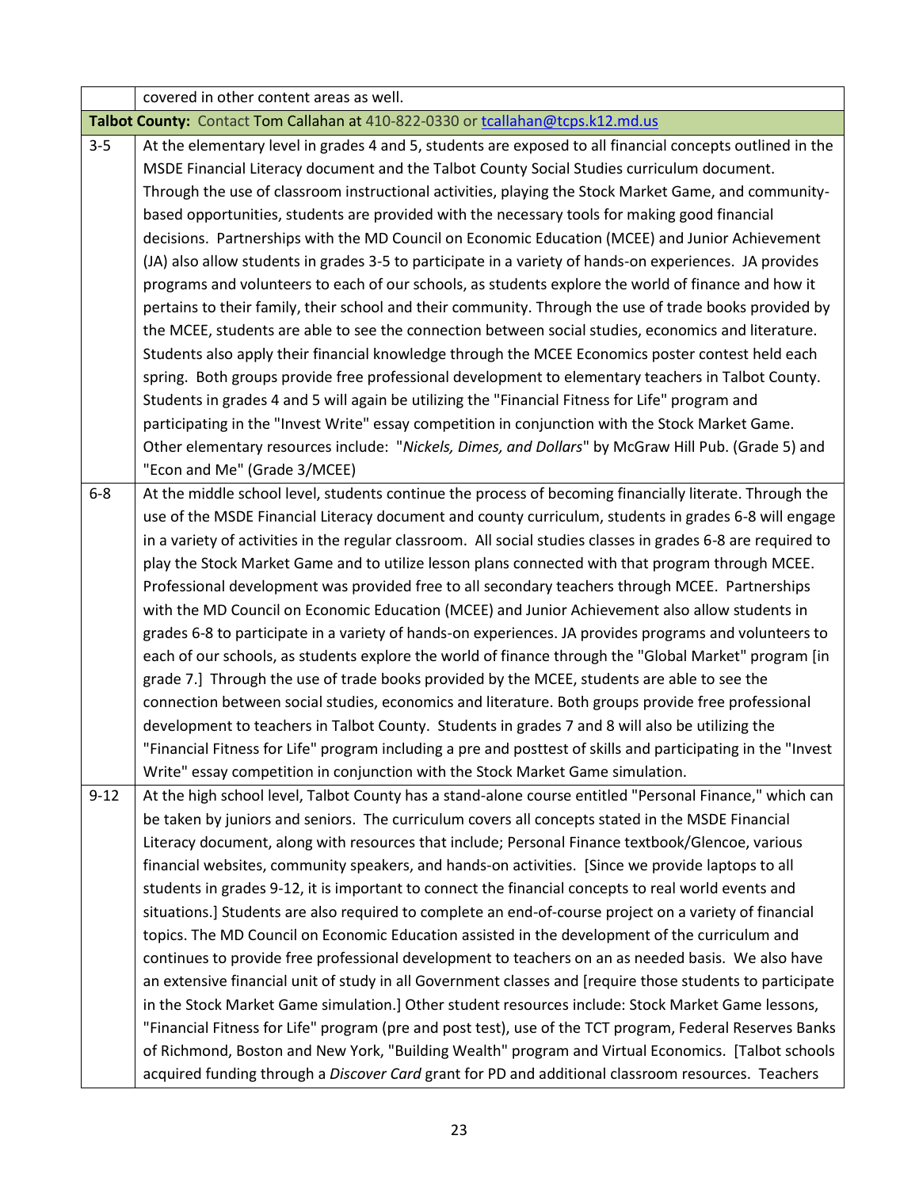| | |
|---|---|
| | covered in other content areas as well. |
| **Talbot County:** Contact Tom Callahan at 410-822-0330 or tcallahan@tcps.k12.md.us | |
| 3-5 | At the elementary level in grades 4 and 5, students are exposed to all financial concepts outlined in the MSDE Financial Literacy document and the Talbot County Social Studies curriculum document. Through the use of classroom instructional activities, playing the Stock Market Game, and community-based opportunities, students are provided with the necessary tools for making good financial decisions. Partnerships with the MD Council on Economic Education (MCEE) and Junior Achievement (JA) also allow students in grades 3-5 to participate in a variety of hands-on experiences. JA provides programs and volunteers to each of our schools, as students explore the world of finance and how it pertains to their family, their school and their community. Through the use of trade books provided by the MCEE, students are able to see the connection between social studies, economics and literature. Students also apply their financial knowledge through the MCEE Economics poster contest held each spring. Both groups provide free professional development to elementary teachers in Talbot County. Students in grades 4 and 5 will again be utilizing the "Financial Fitness for Life" program and participating in the "Invest Write" essay competition in conjunction with the Stock Market Game. Other elementary resources include: "*Nickels, Dimes, and Dollars*" by McGraw Hill Pub. (Grade 5) and "Econ and Me" (Grade 3/MCEE) |
| 6-8 | At the middle school level, students continue the process of becoming financially literate. Through the use of the MSDE Financial Literacy document and county curriculum, students in grades 6-8 will engage in a variety of activities in the regular classroom. All social studies classes in grades 6-8 are required to play the Stock Market Game and to utilize lesson plans connected with that program through MCEE. Professional development was provided free to all secondary teachers through MCEE. Partnerships with the MD Council on Economic Education (MCEE) and Junior Achievement also allow students in grades 6-8 to participate in a variety of hands-on experiences. JA provides programs and volunteers to each of our schools, as students explore the world of finance through the "Global Market" program [in grade 7.] Through the use of trade books provided by the MCEE, students are able to see the connection between social studies, economics and literature. Both groups provide free professional development to teachers in Talbot County. Students in grades 7 and 8 will also be utilizing the "Financial Fitness for Life" program including a pre and posttest of skills and participating in the "Invest Write" essay competition in conjunction with the Stock Market Game simulation. |
| 9-12 | At the high school level, Talbot County has a stand-alone course entitled "Personal Finance," which can be taken by juniors and seniors. The curriculum covers all concepts stated in the MSDE Financial Literacy document, along with resources that include; Personal Finance textbook/Glencoe, various financial websites, community speakers, and hands-on activities. [Since we provide laptops to all students in grades 9-12, it is important to connect the financial concepts to real world events and situations.] Students are also required to complete an end-of-course project on a variety of financial topics. The MD Council on Economic Education assisted in the development of the curriculum and continues to provide free professional development to teachers on an as needed basis. We also have an extensive financial unit of study in all Government classes and [require those students to participate in the Stock Market Game simulation.] Other student resources include: Stock Market Game lessons, "Financial Fitness for Life" program (pre and post test), use of the TCT program, Federal Reserves Banks of Richmond, Boston and New York, "Building Wealth" program and Virtual Economics. [Talbot schools acquired funding through a *Discover Card* grant for PD and additional classroom resources. Teachers |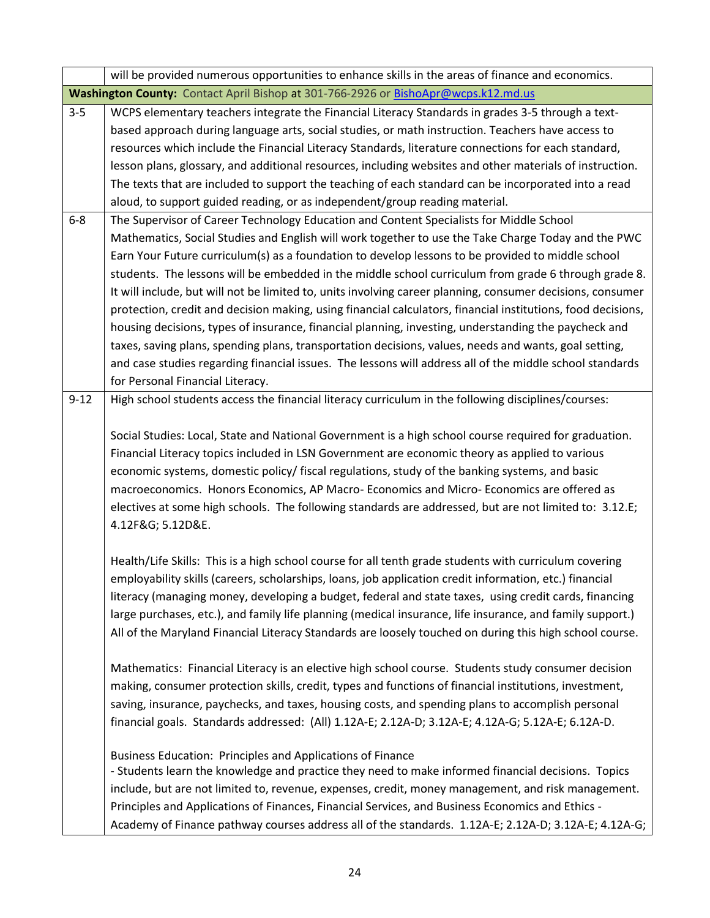| | |
|---|---|
| | will be provided numerous opportunities to enhance skills in the areas of finance and economics. |
| **Washington County:** Contact April Bishop at 301-766-2926 or BishoApr@wcps.k12.md.us | |
| 3-5 | WCPS elementary teachers integrate the Financial Literacy Standards in grades 3-5 through a text-based approach during language arts, social studies, or math instruction. Teachers have access to resources which include the Financial Literacy Standards, literature connections for each standard, lesson plans, glossary, and additional resources, including websites and other materials of instruction. The texts that are included to support the teaching of each standard can be incorporated into a read aloud, to support guided reading, or as independent/group reading material. |
| 6-8 | The Supervisor of Career Technology Education and Content Specialists for Middle School Mathematics, Social Studies and English will work together to use the Take Charge Today and the PWC Earn Your Future curriculum(s) as a foundation to develop lessons to be provided to middle school students. The lessons will be embedded in the middle school curriculum from grade 6 through grade 8. It will include, but will not be limited to, units involving career planning, consumer decisions, consumer protection, credit and decision making, using financial calculators, financial institutions, food decisions, housing decisions, types of insurance, financial planning, investing, understanding the paycheck and taxes, saving plans, spending plans, transportation decisions, values, needs and wants, goal setting, and case studies regarding financial issues. The lessons will address all of the middle school standards for Personal Financial Literacy. |
| 9-12 | High school students access the financial literacy curriculum in the following disciplines/courses:<br><br>Social Studies: Local, State and National Government is a high school course required for graduation. Financial Literacy topics included in LSN Government are economic theory as applied to various economic systems, domestic policy/ fiscal regulations, study of the banking systems, and basic macroeconomics. Honors Economics, AP Macro- Economics and Micro- Economics are offered as electives at some high schools. The following standards are addressed, but are not limited to: 3.12.E; 4.12F&G; 5.12D&E.<br><br>Health/Life Skills: This is a high school course for all tenth grade students with curriculum covering employability skills (careers, scholarships, loans, job application credit information, etc.) financial literacy (managing money, developing a budget, federal and state taxes, using credit cards, financing large purchases, etc.), and family life planning (medical insurance, life insurance, and family support.) All of the Maryland Financial Literacy Standards are loosely touched on during this high school course.<br><br>Mathematics: Financial Literacy is an elective high school course. Students study consumer decision making, consumer protection skills, credit, types and functions of financial institutions, investment, saving, insurance, paychecks, and taxes, housing costs, and spending plans to accomplish personal financial goals. Standards addressed: (All) 1.12A-E; 2.12A-D; 3.12A-E; 4.12A-G; 5.12A-E; 6.12A-D.<br><br>Business Education: Principles and Applications of Finance<br>- Students learn the knowledge and practice they need to make informed financial decisions. Topics include, but are not limited to, revenue, expenses, credit, money management, and risk management. Principles and Applications of Finances, Financial Services, and Business Economics and Ethics - Academy of Finance pathway courses address all of the standards. 1.12A-E; 2.12A-D; 3.12A-E; 4.12A-G; |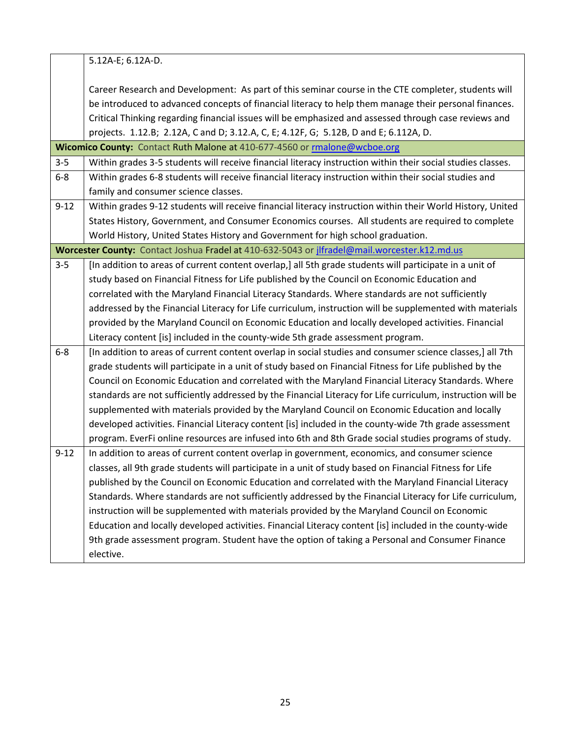| | |
|---|---|
| | 5.12A-E; 6.12A-D.<br><br>Career Research and Development: As part of this seminar course in the CTE completer, students will be introduced to advanced concepts of financial literacy to help them manage their personal finances. Critical Thinking regarding financial issues will be emphasized and assessed through case reviews and projects. 1.12.B; 2.12A, C and D; 3.12.A, C, E; 4.12F, G; 5.12B, D and E; 6.112A, D. |
| **Wicomico County:** Contact Ruth Malone at 410-677-4560 or rmalone@wcboe.org | |
| 3-5 | Within grades 3-5 students will receive financial literacy instruction within their social studies classes. |
| 6-8 | Within grades 6-8 students will receive financial literacy instruction within their social studies and family and consumer science classes. |
| 9-12 | Within grades 9-12 students will receive financial literacy instruction within their World History, United States History, Government, and Consumer Economics courses. All students are required to complete World History, United States History and Government for high school graduation. |
| **Worcester County:** Contact Joshua Fradel at 410-632-5043 or jlfradel@mail.worcester.k12.md.us | |
| 3-5 | [In addition to areas of current content overlap,] all 5th grade students will participate in a unit of study based on Financial Fitness for Life published by the Council on Economic Education and correlated with the Maryland Financial Literacy Standards. Where standards are not sufficiently addressed by the Financial Literacy for Life curriculum, instruction will be supplemented with materials provided by the Maryland Council on Economic Education and locally developed activities. Financial Literacy content [is] included in the county-wide 5th grade assessment program. |
| 6-8 | [In addition to areas of current content overlap in social studies and consumer science classes,] all 7th grade students will participate in a unit of study based on Financial Fitness for Life published by the Council on Economic Education and correlated with the Maryland Financial Literacy Standards. Where standards are not sufficiently addressed by the Financial Literacy for Life curriculum, instruction will be supplemented with materials provided by the Maryland Council on Economic Education and locally developed activities. Financial Literacy content [is] included in the county-wide 7th grade assessment program. EverFi online resources are infused into 6th and 8th Grade social studies programs of study. |
| 9-12 | In addition to areas of current content overlap in government, economics, and consumer science classes, all 9th grade students will participate in a unit of study based on Financial Fitness for Life published by the Council on Economic Education and correlated with the Maryland Financial Literacy Standards. Where standards are not sufficiently addressed by the Financial Literacy for Life curriculum, instruction will be supplemented with materials provided by the Maryland Council on Economic Education and locally developed activities. Financial Literacy content [is] included in the county-wide 9th grade assessment program. Student have the option of taking a Personal and Consumer Finance elective. |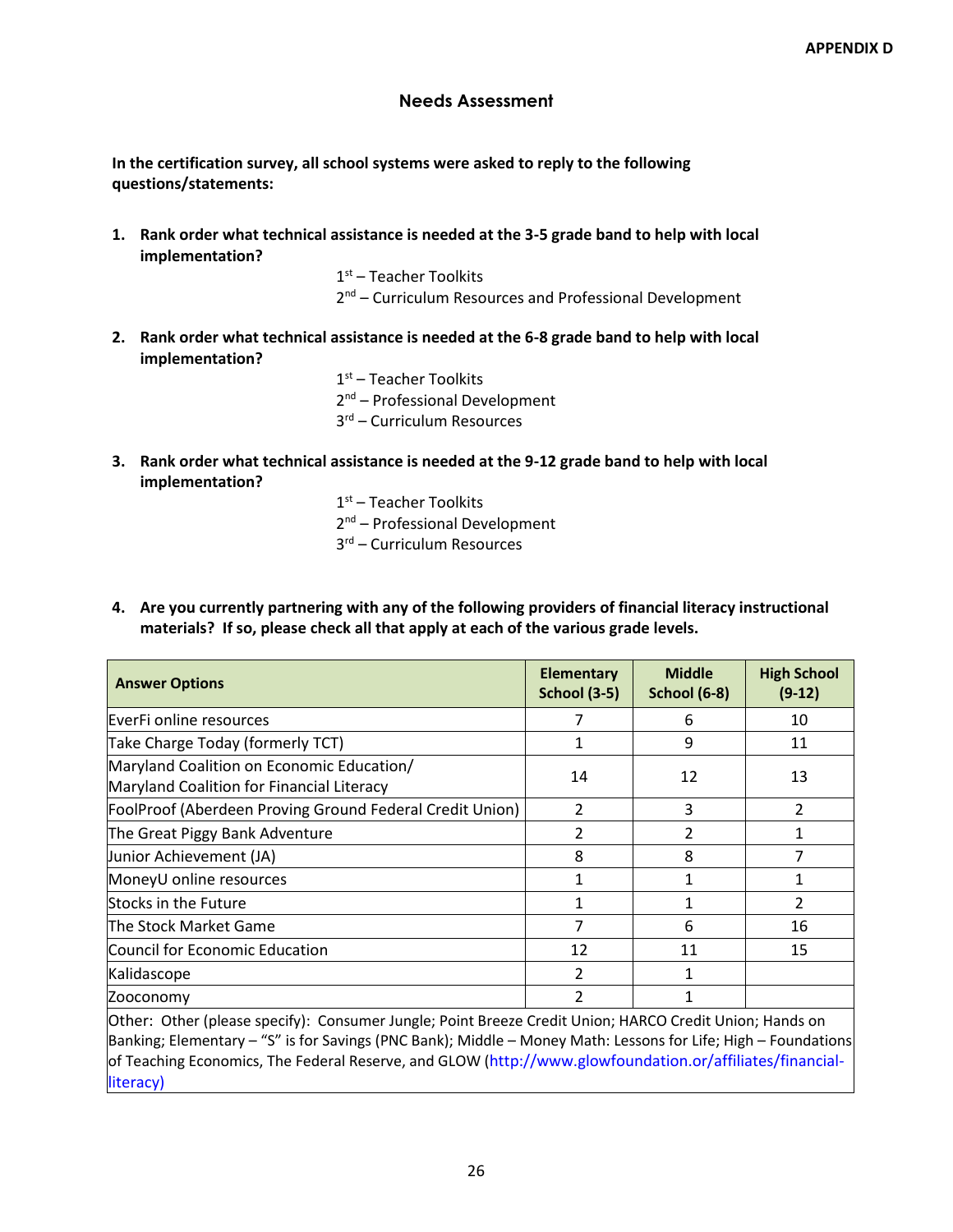APPENDIX D

## Needs Assessment

**In the certification survey, all school systems were asked to reply to the following questions/statements:**

1. **Rank order what technical assistance is needed at the 3-5 grade band to help with local implementation?**

   1st – Teacher Toolkits
   2nd – Curriculum Resources and Professional Development

2. **Rank order what technical assistance is needed at the 6-8 grade band to help with local implementation?**

   1st – Teacher Toolkits
   2nd – Professional Development
   3rd – Curriculum Resources

3. **Rank order what technical assistance is needed at the 9-12 grade band to help with local implementation?**

   1st – Teacher Toolkits
   2nd – Professional Development
   3rd – Curriculum Resources

4. **Are you currently partnering with any of the following providers of financial literacy instructional materials? If so, please check all that apply at each of the various grade levels.**

| Answer Options | Elementary School (3-5) | Middle School (6-8) | High School (9-12) |
|---|---|---|---|
| EverFi online resources | 7 | 6 | 10 |
| Take Charge Today (formerly TCT) | 1 | 9 | 11 |
| Maryland Coalition on Economic Education/ Maryland Coalition for Financial Literacy | 14 | 12 | 13 |
| FoolProof (Aberdeen Proving Ground Federal Credit Union) | 2 | 3 | 2 |
| The Great Piggy Bank Adventure | 2 | 2 | 1 |
| Junior Achievement (JA) | 8 | 8 | 7 |
| MoneyU online resources | 1 | 1 | 1 |
| Stocks in the Future | 1 | 1 | 2 |
| The Stock Market Game | 7 | 6 | 16 |
| Council for Economic Education | 12 | 11 | 15 |
| Kalidascope | 2 | 1 | |
| Zooconomy | 2 | 1 | |
| Other: Other (please specify): Consumer Jungle; Point Breeze Credit Union; HARCO Credit Union; Hands on Banking; Elementary – "S" is for Savings (PNC Bank); Middle – Money Math: Lessons for Life; High – Foundations of Teaching Economics, The Federal Reserve, and GLOW (http://www.glowfoundation.org/affiliates/financial-literacy) | | | |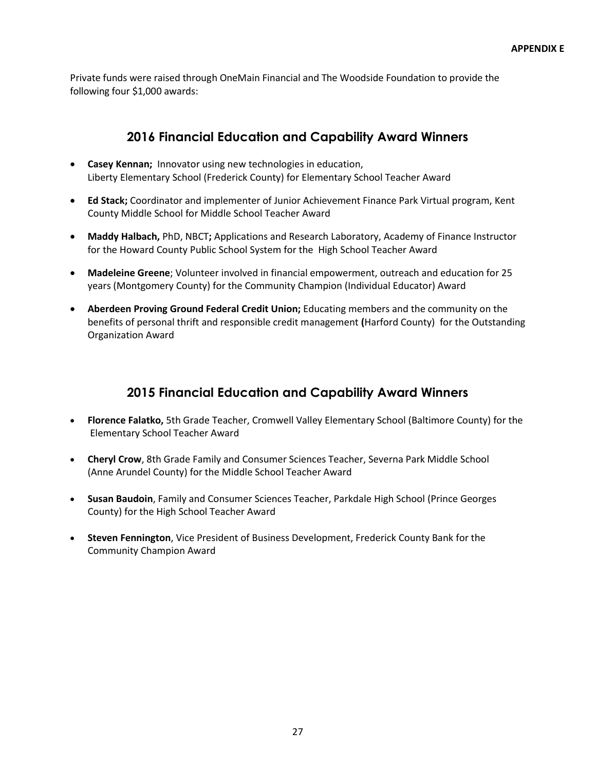**APPENDIX E**

Private funds were raised through OneMain Financial and The Woodside Foundation to provide the following four $1,000 awards:

## 2016 Financial Education and Capability Award Winners

- **Casey Kennan;** Innovator using new technologies in education, Liberty Elementary School (Frederick County) for Elementary School Teacher Award
- **Ed Stack;** Coordinator and implementer of Junior Achievement Finance Park Virtual program, Kent County Middle School for Middle School Teacher Award
- **Maddy Halbach,** PhD, NBCT**;** Applications and Research Laboratory, Academy of Finance Instructor for the Howard County Public School System for the High School Teacher Award
- **Madeleine Greene**; Volunteer involved in financial empowerment, outreach and education for 25 years (Montgomery County) for the Community Champion (Individual Educator) Award
- **Aberdeen Proving Ground Federal Credit Union;** Educating members and the community on the benefits of personal thrift and responsible credit management **(**Harford County) for the Outstanding Organization Award

## 2015 Financial Education and Capability Award Winners

- **Florence Falatko,** 5th Grade Teacher, Cromwell Valley Elementary School (Baltimore County) for the Elementary School Teacher Award
- **Cheryl Crow**, 8th Grade Family and Consumer Sciences Teacher, Severna Park Middle School (Anne Arundel County) for the Middle School Teacher Award
- **Susan Baudoin**, Family and Consumer Sciences Teacher, Parkdale High School (Prince Georges County) for the High School Teacher Award
- **Steven Fennington**, Vice President of Business Development, Frederick County Bank for the Community Champion Award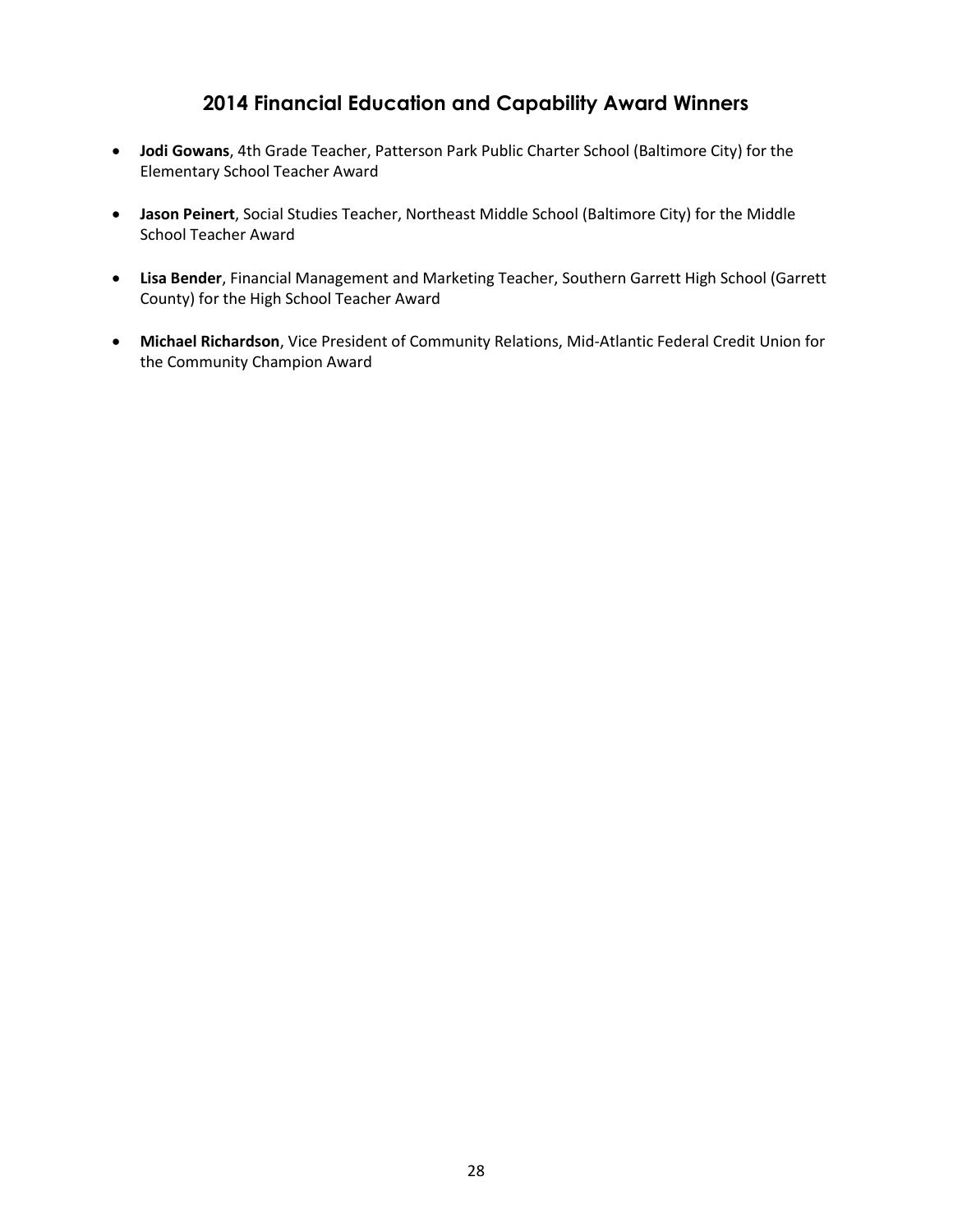## 2014 Financial Education and Capability Award Winners

- **Jodi Gowans**, 4th Grade Teacher, Patterson Park Public Charter School (Baltimore City) for the Elementary School Teacher Award
- **Jason Peinert**, Social Studies Teacher, Northeast Middle School (Baltimore City) for the Middle School Teacher Award
- **Lisa Bender**, Financial Management and Marketing Teacher, Southern Garrett High School (Garrett County) for the High School Teacher Award
- **Michael Richardson**, Vice President of Community Relations, Mid-Atlantic Federal Credit Union for the Community Champion Award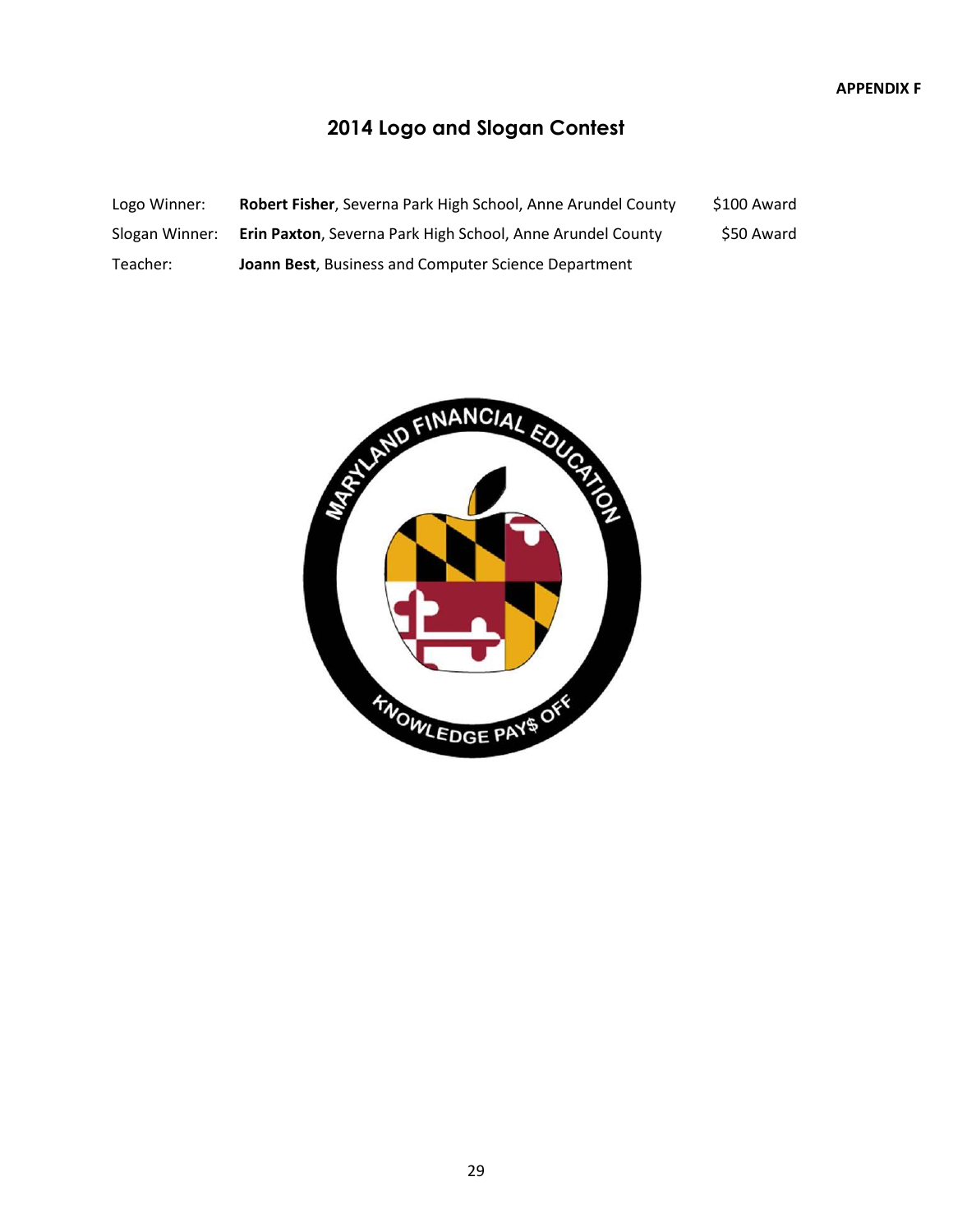APPENDIX F

## 2014 Logo and Slogan Contest

| | | |
|---|---|---|
| Logo Winner: | **Robert Fisher**, Severna Park High School, Anne Arundel County | $100 Award |
| Slogan Winner: | **Erin Paxton**, Severna Park High School, Anne Arundel County | $50 Award |
| Teacher: | **Joann Best**, Business and Computer Science Department | |

MARYLAND FINANCIAL EDUCATION

KNOWLEDGE PAY$ OFF